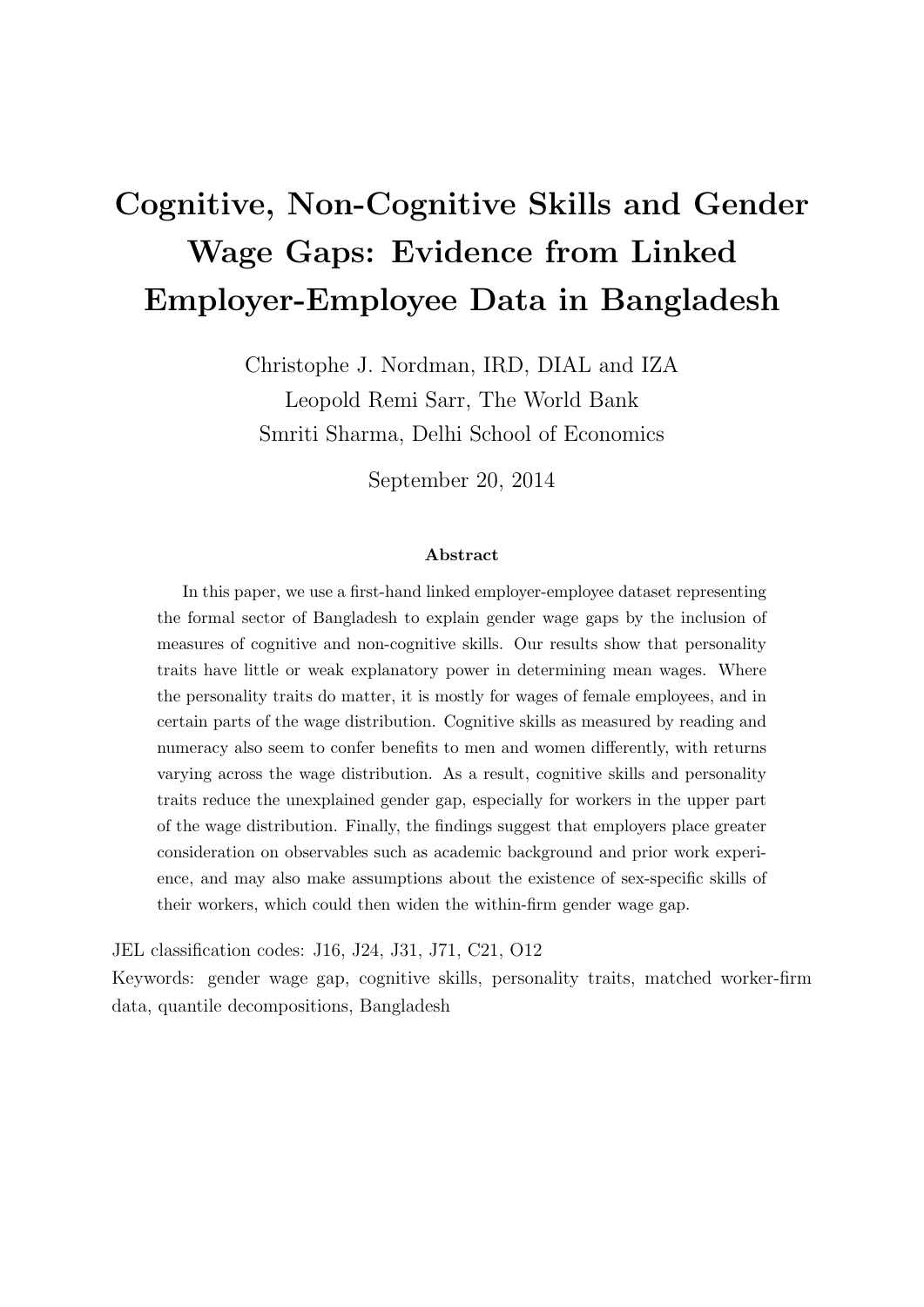# Cognitive, Non-Cognitive Skills and Gender Wage Gaps: Evidence from Linked Employer-Employee Data in Bangladesh

Christophe J. Nordman, IRD, DIAL and IZA
Leopold Remi Sarr, The World Bank
Smriti Sharma, Delhi School of Economics

September 20, 2014

**Abstract**

In this paper, we use a first-hand linked employer-employee dataset representing the formal sector of Bangladesh to explain gender wage gaps by the inclusion of measures of cognitive and non-cognitive skills. Our results show that personality traits have little or weak explanatory power in determining mean wages. Where the personality traits do matter, it is mostly for wages of female employees, and in certain parts of the wage distribution. Cognitive skills as measured by reading and numeracy also seem to confer benefits to men and women differently, with returns varying across the wage distribution. As a result, cognitive skills and personality traits reduce the unexplained gender gap, especially for workers in the upper part of the wage distribution. Finally, the findings suggest that employers place greater consideration on observables such as academic background and prior work experience, and may also make assumptions about the existence of sex-specific skills of their workers, which could then widen the within-firm gender wage gap.

JEL classification codes: J16, J24, J31, J71, C21, O12

Keywords: gender wage gap, cognitive skills, personality traits, matched worker-firm data, quantile decompositions, Bangladesh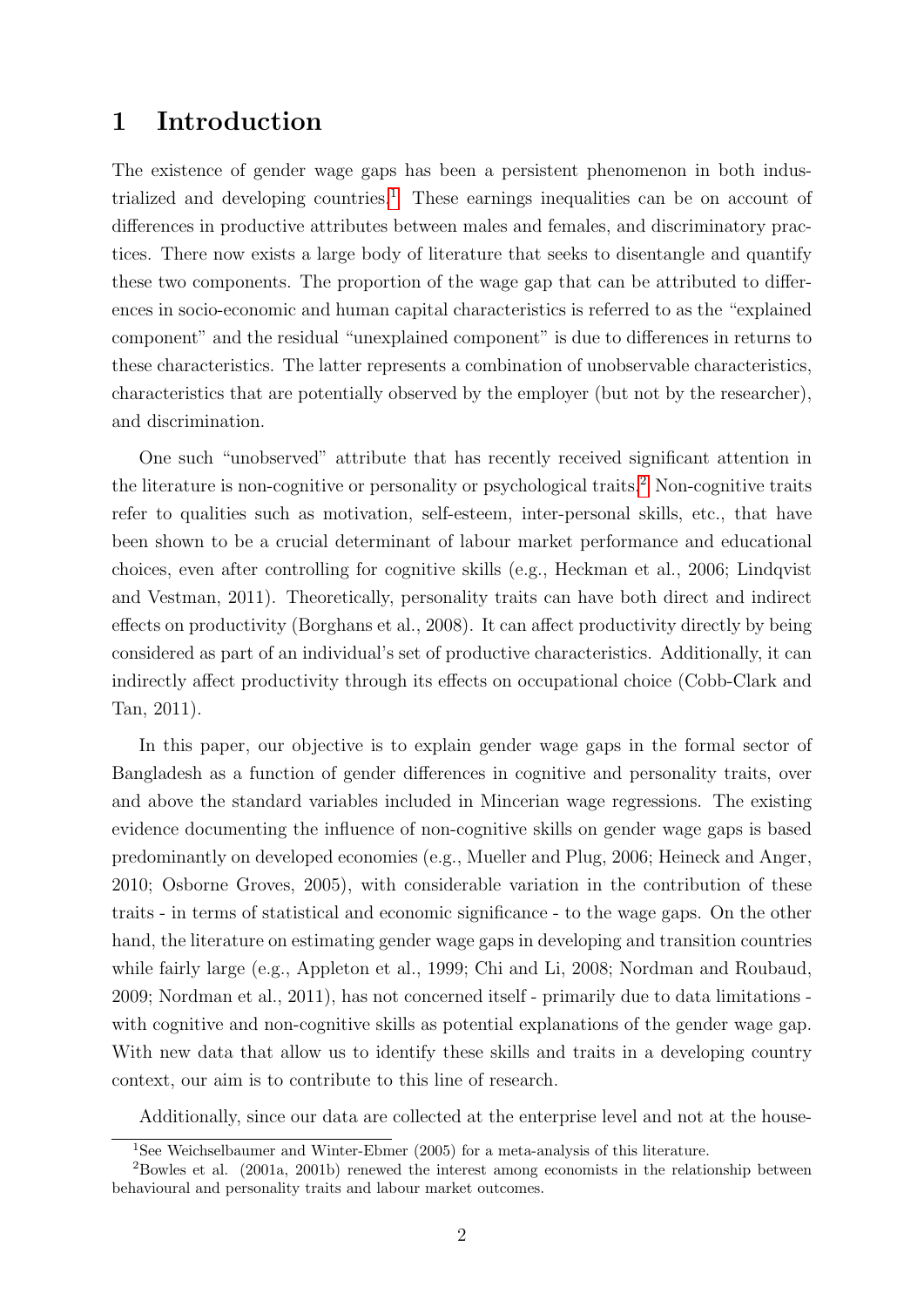# 1 Introduction

The existence of gender wage gaps has been a persistent phenomenon in both industrialized and developing countries.[1] These earnings inequalities can be on account of differences in productive attributes between males and females, and discriminatory practices. There now exists a large body of literature that seeks to disentangle and quantify these two components. The proportion of the wage gap that can be attributed to differences in socio-economic and human capital characteristics is referred to as the "explained component" and the residual "unexplained component" is due to differences in returns to these characteristics. The latter represents a combination of unobservable characteristics, characteristics that are potentially observed by the employer (but not by the researcher), and discrimination.

One such "unobserved" attribute that has recently received significant attention in the literature is non-cognitive or personality or psychological traits.[2] Non-cognitive traits refer to qualities such as motivation, self-esteem, inter-personal skills, etc., that have been shown to be a crucial determinant of labour market performance and educational choices, even after controlling for cognitive skills (e.g., Heckman et al., 2006; Lindqvist and Vestman, 2011). Theoretically, personality traits can have both direct and indirect effects on productivity (Borghans et al., 2008). It can affect productivity directly by being considered as part of an individual's set of productive characteristics. Additionally, it can indirectly affect productivity through its effects on occupational choice (Cobb-Clark and Tan, 2011).

In this paper, our objective is to explain gender wage gaps in the formal sector of Bangladesh as a function of gender differences in cognitive and personality traits, over and above the standard variables included in Mincerian wage regressions. The existing evidence documenting the influence of non-cognitive skills on gender wage gaps is based predominantly on developed economies (e.g., Mueller and Plug, 2006; Heineck and Anger, 2010; Osborne Groves, 2005), with considerable variation in the contribution of these traits - in terms of statistical and economic significance - to the wage gaps. On the other hand, the literature on estimating gender wage gaps in developing and transition countries while fairly large (e.g., Appleton et al., 1999; Chi and Li, 2008; Nordman and Roubaud, 2009; Nordman et al., 2011), has not concerned itself - primarily due to data limitations - with cognitive and non-cognitive skills as potential explanations of the gender wage gap. With new data that allow us to identify these skills and traits in a developing country context, our aim is to contribute to this line of research.

Additionally, since our data are collected at the enterprise level and not at the house-

[1] See Weichselbaumer and Winter-Ebmer (2005) for a meta-analysis of this literature.

[2] Bowles et al. (2001a, 2001b) renewed the interest among economists in the relationship between behavioural and personality traits and labour market outcomes.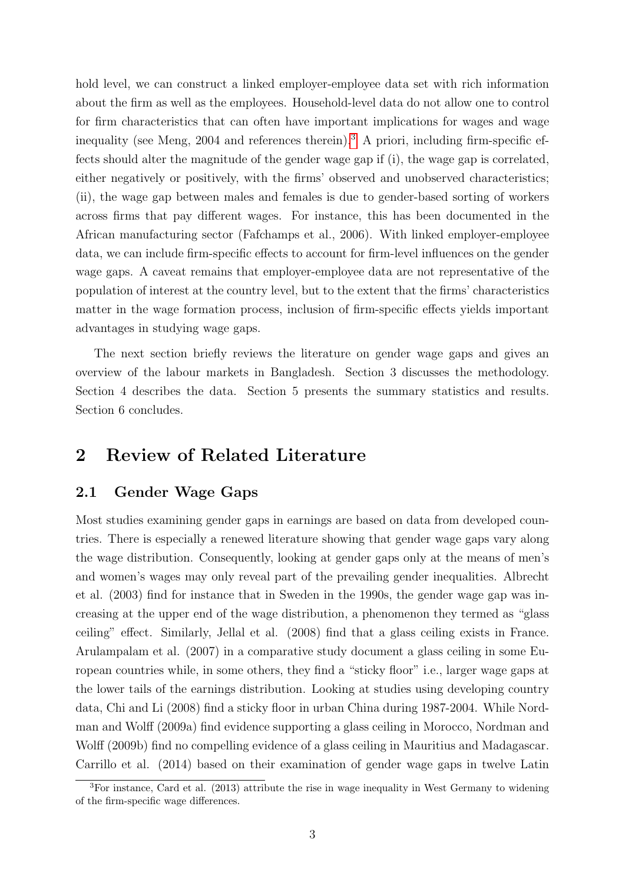hold level, we can construct a linked employer-employee data set with rich information about the firm as well as the employees. Household-level data do not allow one to control for firm characteristics that can often have important implications for wages and wage inequality (see Meng, 2004 and references therein).[3] A priori, including firm-specific effects should alter the magnitude of the gender wage gap if (i), the wage gap is correlated, either negatively or positively, with the firms' observed and unobserved characteristics; (ii), the wage gap between males and females is due to gender-based sorting of workers across firms that pay different wages. For instance, this has been documented in the African manufacturing sector (Fafchamps et al., 2006). With linked employer-employee data, we can include firm-specific effects to account for firm-level influences on the gender wage gaps. A caveat remains that employer-employee data are not representative of the population of interest at the country level, but to the extent that the firms' characteristics matter in the wage formation process, inclusion of firm-specific effects yields important advantages in studying wage gaps.

The next section briefly reviews the literature on gender wage gaps and gives an overview of the labour markets in Bangladesh. Section 3 discusses the methodology. Section 4 describes the data. Section 5 presents the summary statistics and results. Section 6 concludes.

## 2 Review of Related Literature

### 2.1 Gender Wage Gaps

Most studies examining gender gaps in earnings are based on data from developed countries. There is especially a renewed literature showing that gender wage gaps vary along the wage distribution. Consequently, looking at gender gaps only at the means of men's and women's wages may only reveal part of the prevailing gender inequalities. Albrecht et al. (2003) find for instance that in Sweden in the 1990s, the gender wage gap was increasing at the upper end of the wage distribution, a phenomenon they termed as "glass ceiling" effect. Similarly, Jellal et al. (2008) find that a glass ceiling exists in France. Arulampalam et al. (2007) in a comparative study document a glass ceiling in some European countries while, in some others, they find a "sticky floor" i.e., larger wage gaps at the lower tails of the earnings distribution. Looking at studies using developing country data, Chi and Li (2008) find a sticky floor in urban China during 1987-2004. While Nordman and Wolff (2009a) find evidence supporting a glass ceiling in Morocco, Nordman and Wolff (2009b) find no compelling evidence of a glass ceiling in Mauritius and Madagascar. Carrillo et al. (2014) based on their examination of gender wage gaps in twelve Latin

[3] For instance, Card et al. (2013) attribute the rise in wage inequality in West Germany to widening of the firm-specific wage differences.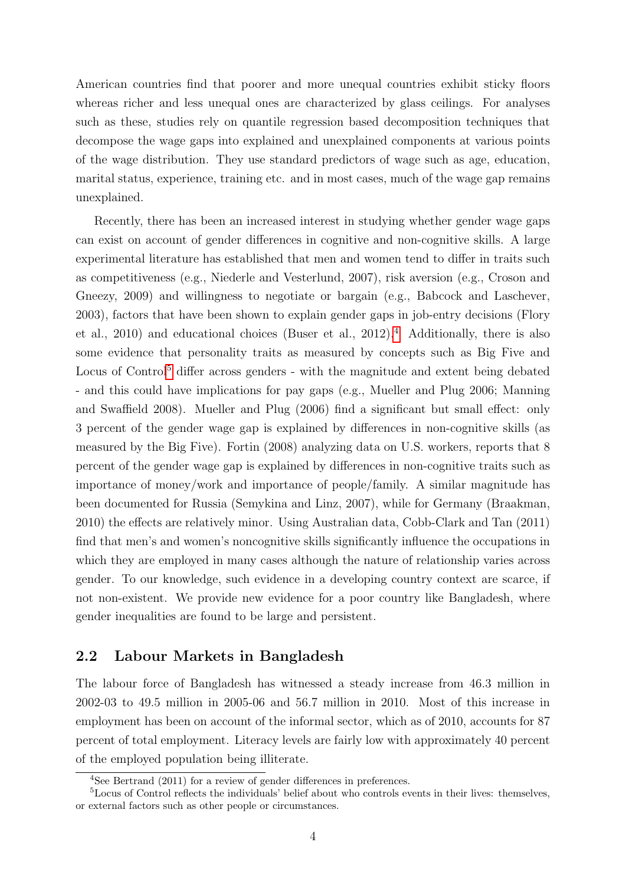American countries find that poorer and more unequal countries exhibit sticky floors whereas richer and less unequal ones are characterized by glass ceilings. For analyses such as these, studies rely on quantile regression based decomposition techniques that decompose the wage gaps into explained and unexplained components at various points of the wage distribution. They use standard predictors of wage such as age, education, marital status, experience, training etc. and in most cases, much of the wage gap remains unexplained.

Recently, there has been an increased interest in studying whether gender wage gaps can exist on account of gender differences in cognitive and non-cognitive skills. A large experimental literature has established that men and women tend to differ in traits such as competitiveness (e.g., Niederle and Vesterlund, 2007), risk aversion (e.g., Croson and Gneezy, 2009) and willingness to negotiate or bargain (e.g., Babcock and Laschever, 2003), factors that have been shown to explain gender gaps in job-entry decisions (Flory et al., 2010) and educational choices (Buser et al., 2012).[4] Additionally, there is also some evidence that personality traits as measured by concepts such as Big Five and Locus of Control[5] differ across genders - with the magnitude and extent being debated - and this could have implications for pay gaps (e.g., Mueller and Plug 2006; Manning and Swaffield 2008). Mueller and Plug (2006) find a significant but small effect: only 3 percent of the gender wage gap is explained by differences in non-cognitive skills (as measured by the Big Five). Fortin (2008) analyzing data on U.S. workers, reports that 8 percent of the gender wage gap is explained by differences in non-cognitive traits such as importance of money/work and importance of people/family. A similar magnitude has been documented for Russia (Semykina and Linz, 2007), while for Germany (Braakman, 2010) the effects are relatively minor. Using Australian data, Cobb-Clark and Tan (2011) find that men's and women's noncognitive skills significantly influence the occupations in which they are employed in many cases although the nature of relationship varies across gender. To our knowledge, such evidence in a developing country context are scarce, if not non-existent. We provide new evidence for a poor country like Bangladesh, where gender inequalities are found to be large and persistent.

## 2.2 Labour Markets in Bangladesh

The labour force of Bangladesh has witnessed a steady increase from 46.3 million in 2002-03 to 49.5 million in 2005-06 and 56.7 million in 2010. Most of this increase in employment has been on account of the informal sector, which as of 2010, accounts for 87 percent of total employment. Literacy levels are fairly low with approximately 40 percent of the employed population being illiterate.

---

[4] See Bertrand (2011) for a review of gender differences in preferences.

[5] Locus of Control reflects the individuals' belief about who controls events in their lives: themselves, or external factors such as other people or circumstances.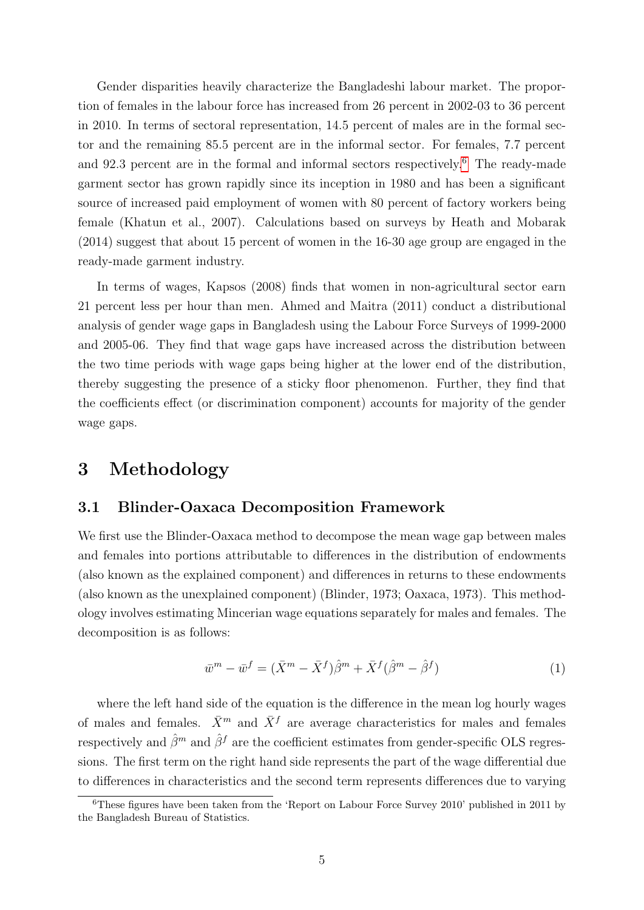Gender disparities heavily characterize the Bangladeshi labour market. The proportion of females in the labour force has increased from 26 percent in 2002-03 to 36 percent in 2010. In terms of sectoral representation, 14.5 percent of males are in the formal sector and the remaining 85.5 percent are in the informal sector. For females, 7.7 percent and 92.3 percent are in the formal and informal sectors respectively.[6] The ready-made garment sector has grown rapidly since its inception in 1980 and has been a significant source of increased paid employment of women with 80 percent of factory workers being female (Khatun et al., 2007). Calculations based on surveys by Heath and Mobarak (2014) suggest that about 15 percent of women in the 16-30 age group are engaged in the ready-made garment industry.

In terms of wages, Kapsos (2008) finds that women in non-agricultural sector earn 21 percent less per hour than men. Ahmed and Maitra (2011) conduct a distributional analysis of gender wage gaps in Bangladesh using the Labour Force Surveys of 1999-2000 and 2005-06. They find that wage gaps have increased across the distribution between the two time periods with wage gaps being higher at the lower end of the distribution, thereby suggesting the presence of a sticky floor phenomenon. Further, they find that the coefficients effect (or discrimination component) accounts for majority of the gender wage gaps.

# 3 Methodology

## 3.1 Blinder-Oaxaca Decomposition Framework

We first use the Blinder-Oaxaca method to decompose the mean wage gap between males and females into portions attributable to differences in the distribution of endowments (also known as the explained component) and differences in returns to these endowments (also known as the unexplained component) (Blinder, 1973; Oaxaca, 1973). This methodology involves estimating Mincerian wage equations separately for males and females. The decomposition is as follows:

$$\bar{w}^m - \bar{w}^f = (\bar{X}^m - \bar{X}^f)\hat{\beta}^m + \bar{X}^f(\hat{\beta}^m - \hat{\beta}^f) \tag{1}$$

where the left hand side of the equation is the difference in the mean log hourly wages of males and females. $\bar{X}^m$ and $\bar{X}^f$ are average characteristics for males and females respectively and $\hat{\beta}^m$ and $\hat{\beta}^f$ are the coefficient estimates from gender-specific OLS regressions. The first term on the right hand side represents the part of the wage differential due to differences in characteristics and the second term represents differences due to varying

[6] These figures have been taken from the 'Report on Labour Force Survey 2010' published in 2011 by the Bangladesh Bureau of Statistics.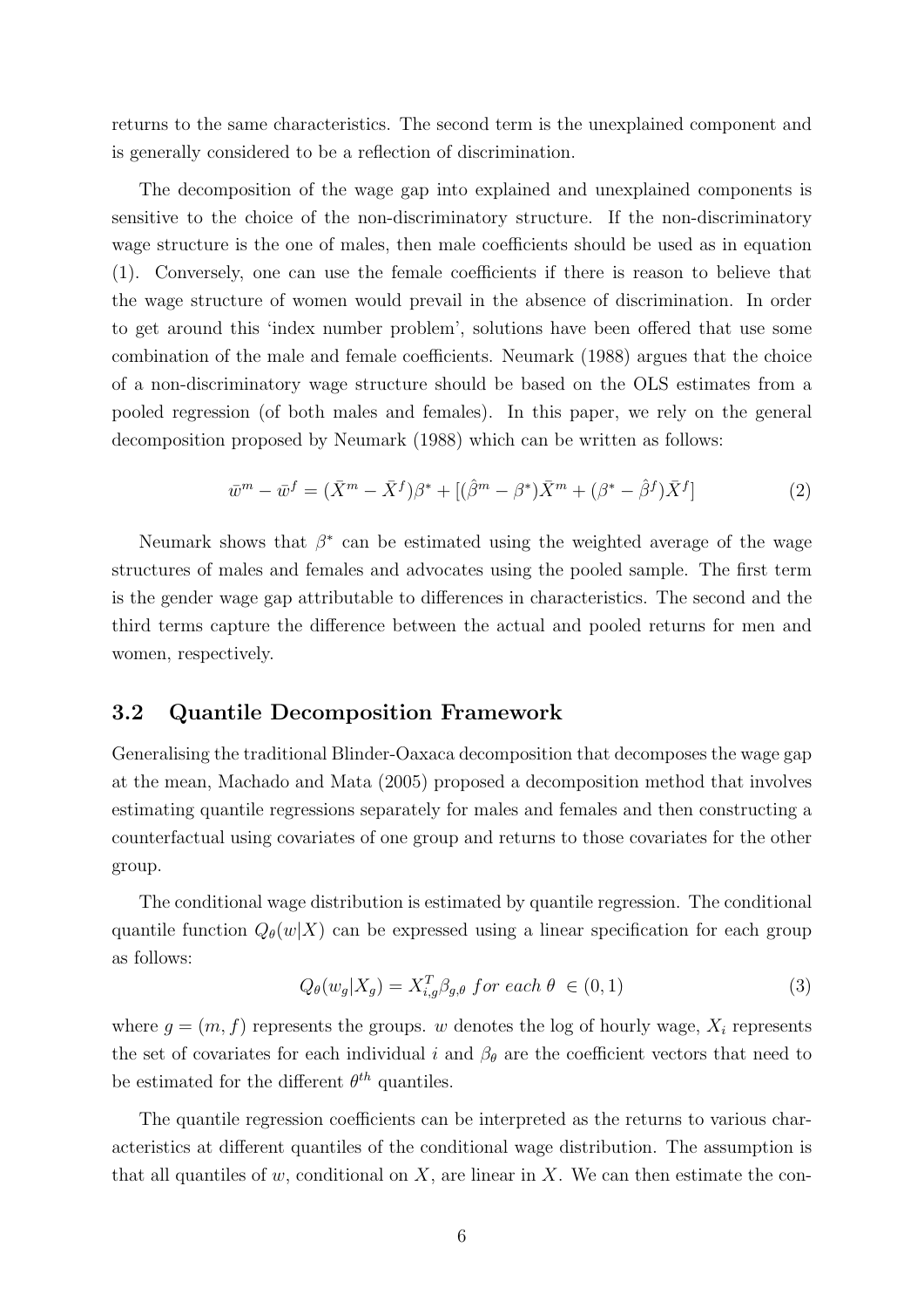returns to the same characteristics. The second term is the unexplained component and is generally considered to be a reflection of discrimination.

The decomposition of the wage gap into explained and unexplained components is sensitive to the choice of the non-discriminatory structure. If the non-discriminatory wage structure is the one of males, then male coefficients should be used as in equation (1). Conversely, one can use the female coefficients if there is reason to believe that the wage structure of women would prevail in the absence of discrimination. In order to get around this 'index number problem', solutions have been offered that use some combination of the male and female coefficients. Neumark (1988) argues that the choice of a non-discriminatory wage structure should be based on the OLS estimates from a pooled regression (of both males and females). In this paper, we rely on the general decomposition proposed by Neumark (1988) which can be written as follows:

$$\bar{w}^m - \bar{w}^f = (\bar{X}^m - \bar{X}^f)\beta^* + [(\hat{\beta}^m - \beta^*)\bar{X}^m + (\beta^* - \hat{\beta}^f)\bar{X}^f] \tag{2}$$

Neumark shows that $\beta^*$ can be estimated using the weighted average of the wage structures of males and females and advocates using the pooled sample. The first term is the gender wage gap attributable to differences in characteristics. The second and the third terms capture the difference between the actual and pooled returns for men and women, respectively.

## 3.2 Quantile Decomposition Framework

Generalising the traditional Blinder-Oaxaca decomposition that decomposes the wage gap at the mean, Machado and Mata (2005) proposed a decomposition method that involves estimating quantile regressions separately for males and females and then constructing a counterfactual using covariates of one group and returns to those covariates for the other group.

The conditional wage distribution is estimated by quantile regression. The conditional quantile function $Q_\theta(w|X)$ can be expressed using a linear specification for each group as follows:

$$Q_\theta(w_g|X_g) = X_{i,g}^T \beta_{g,\theta} \; for \; each \; \theta \in (0,1) \tag{3}$$

where $g = (m, f)$ represents the groups. $w$ denotes the log of hourly wage, $X_i$ represents the set of covariates for each individual $i$ and $\beta_\theta$ are the coefficient vectors that need to be estimated for the different $\theta^{th}$ quantiles.

The quantile regression coefficients can be interpreted as the returns to various characteristics at different quantiles of the conditional wage distribution. The assumption is that all quantiles of $w$, conditional on $X$, are linear in $X$. We can then estimate the con-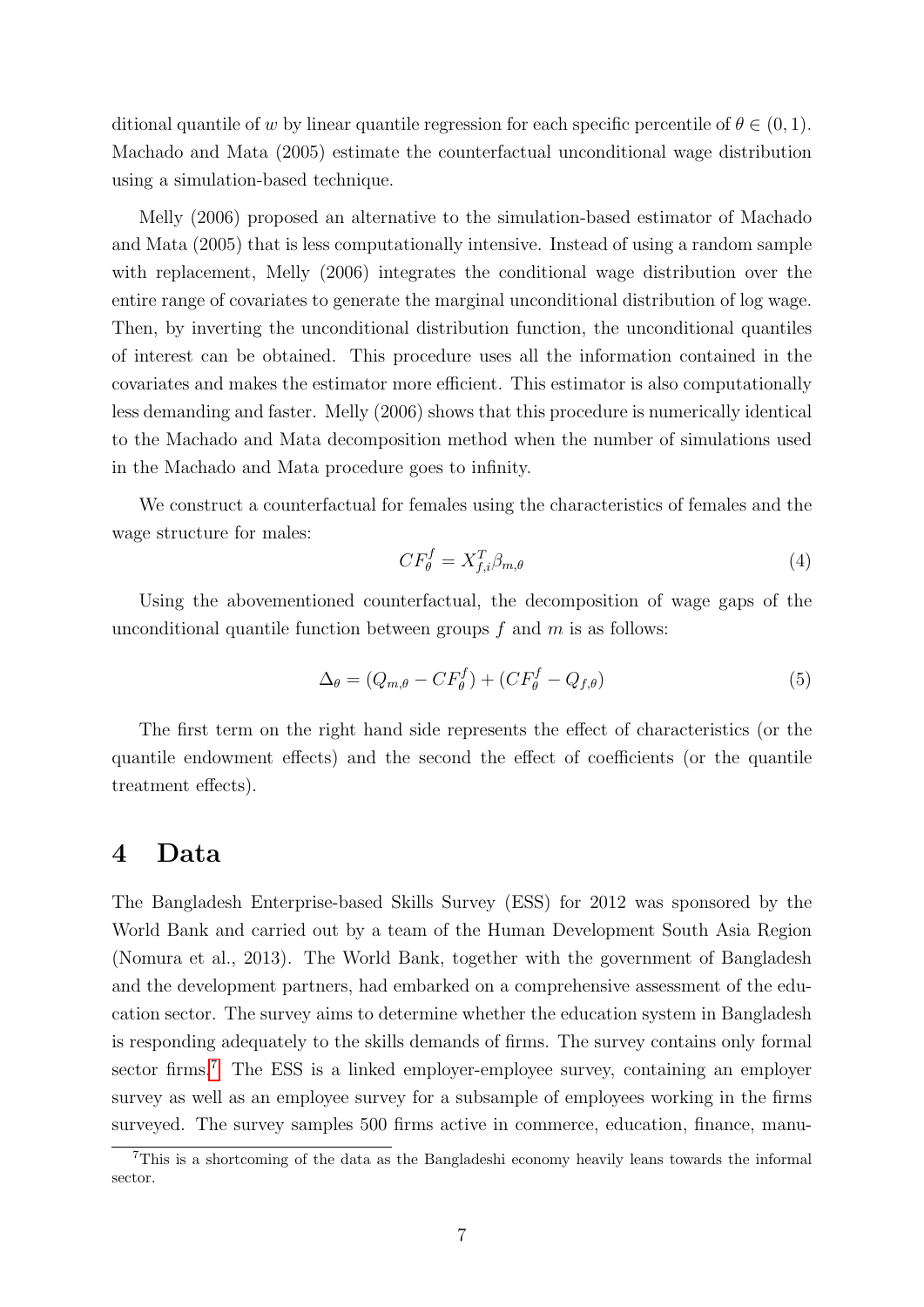ditional quantile of $w$ by linear quantile regression for each specific percentile of $\theta \in (0, 1)$. Machado and Mata (2005) estimate the counterfactual unconditional wage distribution using a simulation-based technique.

Melly (2006) proposed an alternative to the simulation-based estimator of Machado and Mata (2005) that is less computationally intensive. Instead of using a random sample with replacement, Melly (2006) integrates the conditional wage distribution over the entire range of covariates to generate the marginal unconditional distribution of log wage. Then, by inverting the unconditional distribution function, the unconditional quantiles of interest can be obtained. This procedure uses all the information contained in the covariates and makes the estimator more efficient. This estimator is also computationally less demanding and faster. Melly (2006) shows that this procedure is numerically identical to the Machado and Mata decomposition method when the number of simulations used in the Machado and Mata procedure goes to infinity.

We construct a counterfactual for females using the characteristics of females and the wage structure for males:

$$CF_{\theta}^{f} = X_{f,i}^{T}\beta_{m,\theta} \tag{4}$$

Using the abovementioned counterfactual, the decomposition of wage gaps of the unconditional quantile function between groups $f$ and $m$ is as follows:

$$\Delta_{\theta} = (Q_{m,\theta} - CF_{\theta}^{f}) + (CF_{\theta}^{f} - Q_{f,\theta}) \tag{5}$$

The first term on the right hand side represents the effect of characteristics (or the quantile endowment effects) and the second the effect of coefficients (or the quantile treatment effects).

# 4 Data

The Bangladesh Enterprise-based Skills Survey (ESS) for 2012 was sponsored by the World Bank and carried out by a team of the Human Development South Asia Region (Nomura et al., 2013). The World Bank, together with the government of Bangladesh and the development partners, had embarked on a comprehensive assessment of the education sector. The survey aims to determine whether the education system in Bangladesh is responding adequately to the skills demands of firms. The survey contains only formal sector firms.[7] The ESS is a linked employer-employee survey, containing an employer survey as well as an employee survey for a subsample of employees working in the firms surveyed. The survey samples 500 firms active in commerce, education, finance, manu-

[7] This is a shortcoming of the data as the Bangladeshi economy heavily leans towards the informal sector.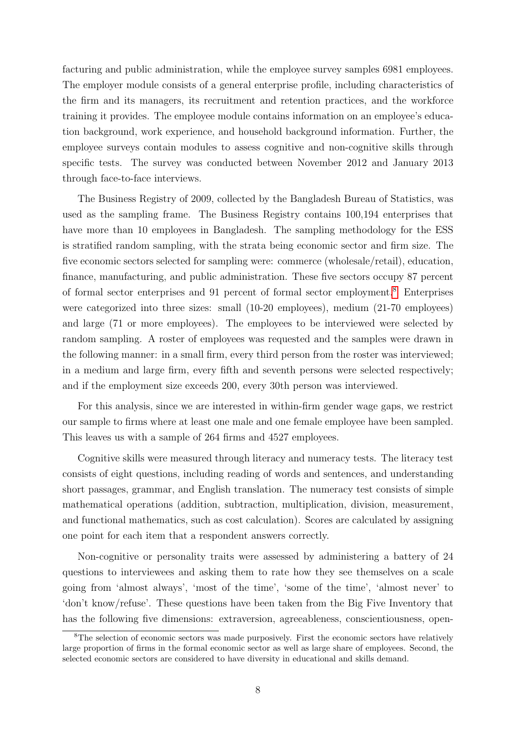facturing and public administration, while the employee survey samples 6981 employees. The employer module consists of a general enterprise profile, including characteristics of the firm and its managers, its recruitment and retention practices, and the workforce training it provides. The employee module contains information on an employee's education background, work experience, and household background information. Further, the employee surveys contain modules to assess cognitive and non-cognitive skills through specific tests. The survey was conducted between November 2012 and January 2013 through face-to-face interviews.

The Business Registry of 2009, collected by the Bangladesh Bureau of Statistics, was used as the sampling frame. The Business Registry contains 100,194 enterprises that have more than 10 employees in Bangladesh. The sampling methodology for the ESS is stratified random sampling, with the strata being economic sector and firm size. The five economic sectors selected for sampling were: commerce (wholesale/retail), education, finance, manufacturing, and public administration. These five sectors occupy 87 percent of formal sector enterprises and 91 percent of formal sector employment.[8] Enterprises were categorized into three sizes: small (10-20 employees), medium (21-70 employees) and large (71 or more employees). The employees to be interviewed were selected by random sampling. A roster of employees was requested and the samples were drawn in the following manner: in a small firm, every third person from the roster was interviewed; in a medium and large firm, every fifth and seventh persons were selected respectively; and if the employment size exceeds 200, every 30th person was interviewed.

For this analysis, since we are interested in within-firm gender wage gaps, we restrict our sample to firms where at least one male and one female employee have been sampled. This leaves us with a sample of 264 firms and 4527 employees.

Cognitive skills were measured through literacy and numeracy tests. The literacy test consists of eight questions, including reading of words and sentences, and understanding short passages, grammar, and English translation. The numeracy test consists of simple mathematical operations (addition, subtraction, multiplication, division, measurement, and functional mathematics, such as cost calculation). Scores are calculated by assigning one point for each item that a respondent answers correctly.

Non-cognitive or personality traits were assessed by administering a battery of 24 questions to interviewees and asking them to rate how they see themselves on a scale going from 'almost always', 'most of the time', 'some of the time', 'almost never' to 'don't know/refuse'. These questions have been taken from the Big Five Inventory that has the following five dimensions: extraversion, agreeableness, conscientiousness, open-

[8] The selection of economic sectors was made purposively. First the economic sectors have relatively large proportion of firms in the formal economic sector as well as large share of employees. Second, the selected economic sectors are considered to have diversity in educational and skills demand.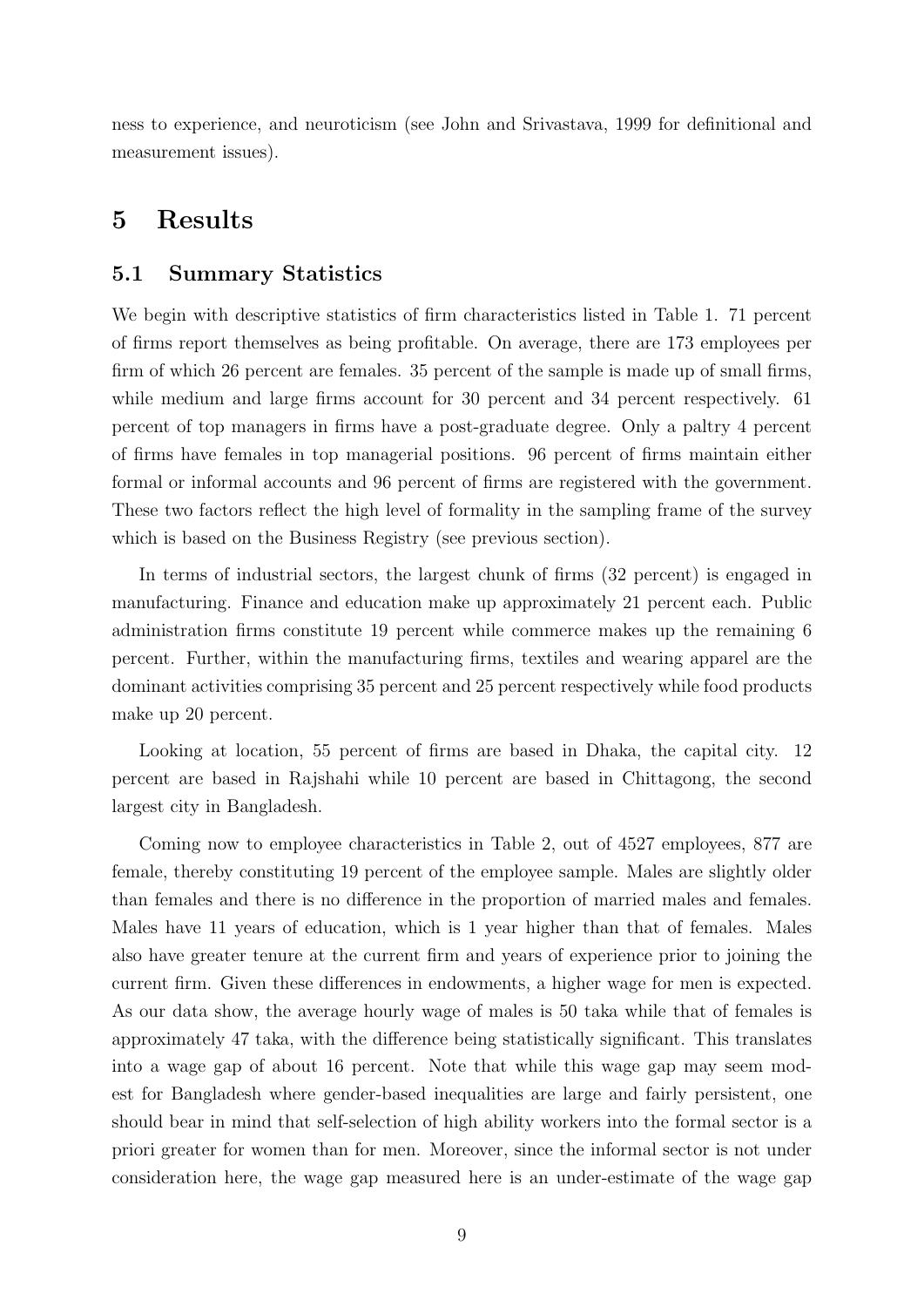ness to experience, and neuroticism (see John and Srivastava, 1999 for definitional and measurement issues).

# 5 Results

## 5.1 Summary Statistics

We begin with descriptive statistics of firm characteristics listed in Table 1. 71 percent of firms report themselves as being profitable. On average, there are 173 employees per firm of which 26 percent are females. 35 percent of the sample is made up of small firms, while medium and large firms account for 30 percent and 34 percent respectively. 61 percent of top managers in firms have a post-graduate degree. Only a paltry 4 percent of firms have females in top managerial positions. 96 percent of firms maintain either formal or informal accounts and 96 percent of firms are registered with the government. These two factors reflect the high level of formality in the sampling frame of the survey which is based on the Business Registry (see previous section).

In terms of industrial sectors, the largest chunk of firms (32 percent) is engaged in manufacturing. Finance and education make up approximately 21 percent each. Public administration firms constitute 19 percent while commerce makes up the remaining 6 percent. Further, within the manufacturing firms, textiles and wearing apparel are the dominant activities comprising 35 percent and 25 percent respectively while food products make up 20 percent.

Looking at location, 55 percent of firms are based in Dhaka, the capital city. 12 percent are based in Rajshahi while 10 percent are based in Chittagong, the second largest city in Bangladesh.

Coming now to employee characteristics in Table 2, out of 4527 employees, 877 are female, thereby constituting 19 percent of the employee sample. Males are slightly older than females and there is no difference in the proportion of married males and females. Males have 11 years of education, which is 1 year higher than that of females. Males also have greater tenure at the current firm and years of experience prior to joining the current firm. Given these differences in endowments, a higher wage for men is expected. As our data show, the average hourly wage of males is 50 taka while that of females is approximately 47 taka, with the difference being statistically significant. This translates into a wage gap of about 16 percent. Note that while this wage gap may seem modest for Bangladesh where gender-based inequalities are large and fairly persistent, one should bear in mind that self-selection of high ability workers into the formal sector is a priori greater for women than for men. Moreover, since the informal sector is not under consideration here, the wage gap measured here is an under-estimate of the wage gap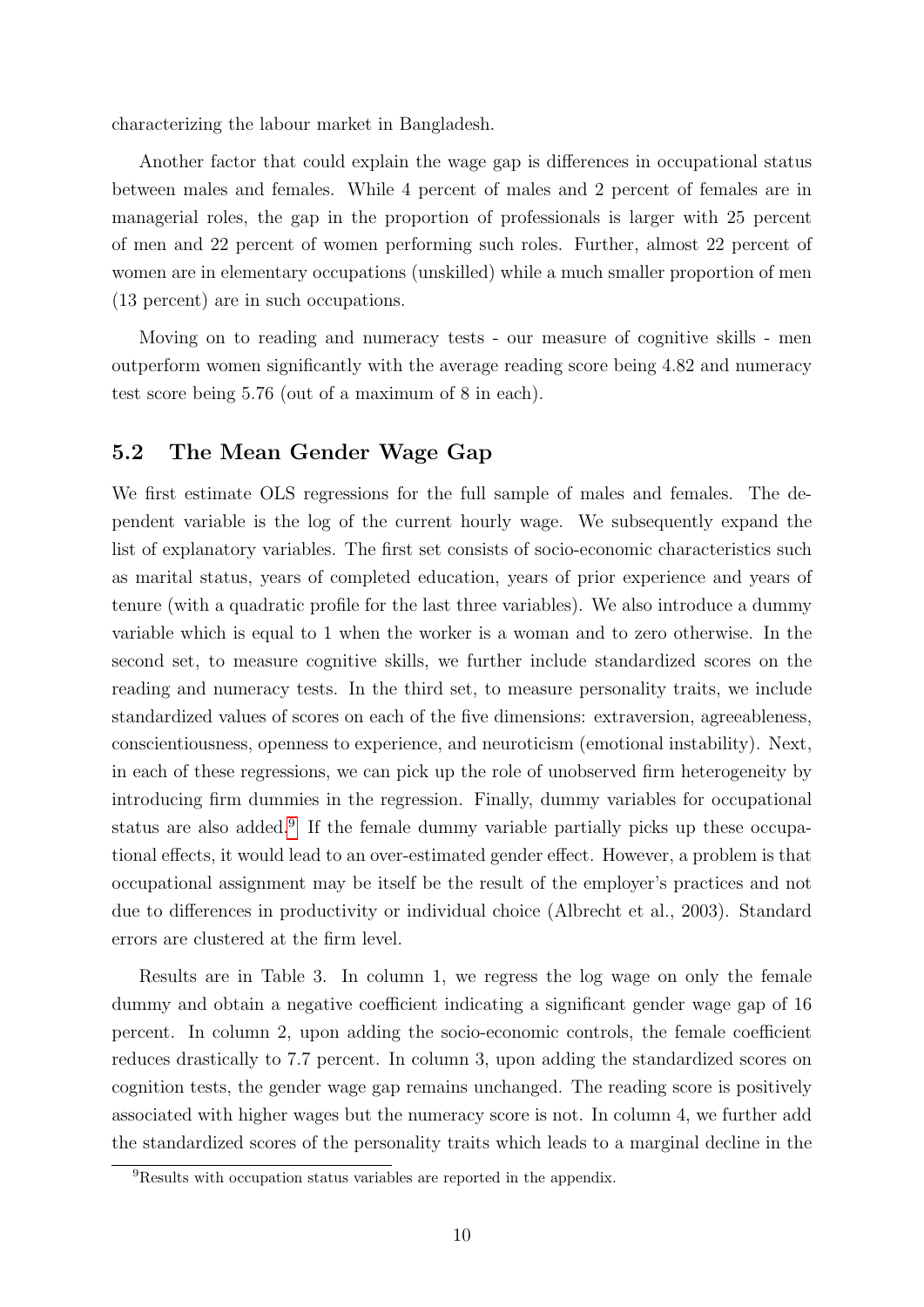characterizing the labour market in Bangladesh.

Another factor that could explain the wage gap is differences in occupational status between males and females. While 4 percent of males and 2 percent of females are in managerial roles, the gap in the proportion of professionals is larger with 25 percent of men and 22 percent of women performing such roles. Further, almost 22 percent of women are in elementary occupations (unskilled) while a much smaller proportion of men (13 percent) are in such occupations.

Moving on to reading and numeracy tests - our measure of cognitive skills - men outperform women significantly with the average reading score being 4.82 and numeracy test score being 5.76 (out of a maximum of 8 in each).

## 5.2 The Mean Gender Wage Gap

We first estimate OLS regressions for the full sample of males and females. The dependent variable is the log of the current hourly wage. We subsequently expand the list of explanatory variables. The first set consists of socio-economic characteristics such as marital status, years of completed education, years of prior experience and years of tenure (with a quadratic profile for the last three variables). We also introduce a dummy variable which is equal to 1 when the worker is a woman and to zero otherwise. In the second set, to measure cognitive skills, we further include standardized scores on the reading and numeracy tests. In the third set, to measure personality traits, we include standardized values of scores on each of the five dimensions: extraversion, agreeableness, conscientiousness, openness to experience, and neuroticism (emotional instability). Next, in each of these regressions, we can pick up the role of unobserved firm heterogeneity by introducing firm dummies in the regression. Finally, dummy variables for occupational status are also added.[9] If the female dummy variable partially picks up these occupational effects, it would lead to an over-estimated gender effect. However, a problem is that occupational assignment may be itself be the result of the employer's practices and not due to differences in productivity or individual choice (Albrecht et al., 2003). Standard errors are clustered at the firm level.

Results are in Table 3. In column 1, we regress the log wage on only the female dummy and obtain a negative coefficient indicating a significant gender wage gap of 16 percent. In column 2, upon adding the socio-economic controls, the female coefficient reduces drastically to 7.7 percent. In column 3, upon adding the standardized scores on cognition tests, the gender wage gap remains unchanged. The reading score is positively associated with higher wages but the numeracy score is not. In column 4, we further add the standardized scores of the personality traits which leads to a marginal decline in the

[9] Results with occupation status variables are reported in the appendix.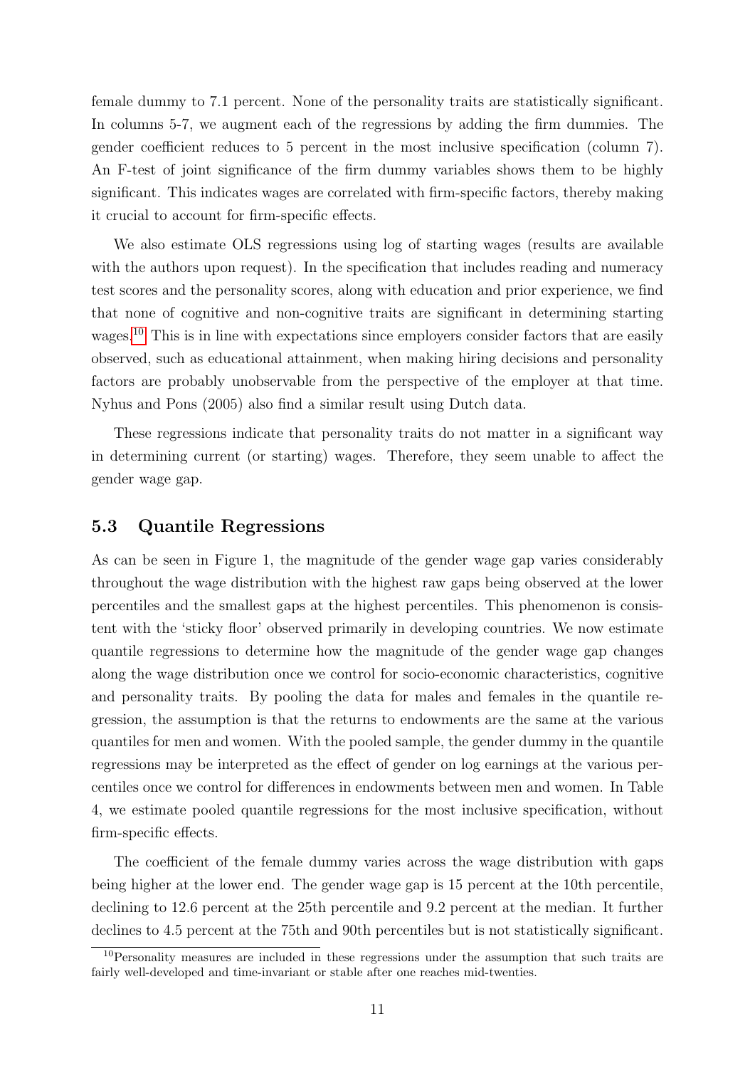female dummy to 7.1 percent. None of the personality traits are statistically significant. In columns 5-7, we augment each of the regressions by adding the firm dummies. The gender coefficient reduces to 5 percent in the most inclusive specification (column 7). An F-test of joint significance of the firm dummy variables shows them to be highly significant. This indicates wages are correlated with firm-specific factors, thereby making it crucial to account for firm-specific effects.

We also estimate OLS regressions using log of starting wages (results are available with the authors upon request). In the specification that includes reading and numeracy test scores and the personality scores, along with education and prior experience, we find that none of cognitive and non-cognitive traits are significant in determining starting wages.[10] This is in line with expectations since employers consider factors that are easily observed, such as educational attainment, when making hiring decisions and personality factors are probably unobservable from the perspective of the employer at that time. Nyhus and Pons (2005) also find a similar result using Dutch data.

These regressions indicate that personality traits do not matter in a significant way in determining current (or starting) wages. Therefore, they seem unable to affect the gender wage gap.

## 5.3 Quantile Regressions

As can be seen in Figure 1, the magnitude of the gender wage gap varies considerably throughout the wage distribution with the highest raw gaps being observed at the lower percentiles and the smallest gaps at the highest percentiles. This phenomenon is consistent with the 'sticky floor' observed primarily in developing countries. We now estimate quantile regressions to determine how the magnitude of the gender wage gap changes along the wage distribution once we control for socio-economic characteristics, cognitive and personality traits. By pooling the data for males and females in the quantile regression, the assumption is that the returns to endowments are the same at the various quantiles for men and women. With the pooled sample, the gender dummy in the quantile regressions may be interpreted as the effect of gender on log earnings at the various percentiles once we control for differences in endowments between men and women. In Table 4, we estimate pooled quantile regressions for the most inclusive specification, without firm-specific effects.

The coefficient of the female dummy varies across the wage distribution with gaps being higher at the lower end. The gender wage gap is 15 percent at the 10th percentile, declining to 12.6 percent at the 25th percentile and 9.2 percent at the median. It further declines to 4.5 percent at the 75th and 90th percentiles but is not statistically significant.

[10] Personality measures are included in these regressions under the assumption that such traits are fairly well-developed and time-invariant or stable after one reaches mid-twenties.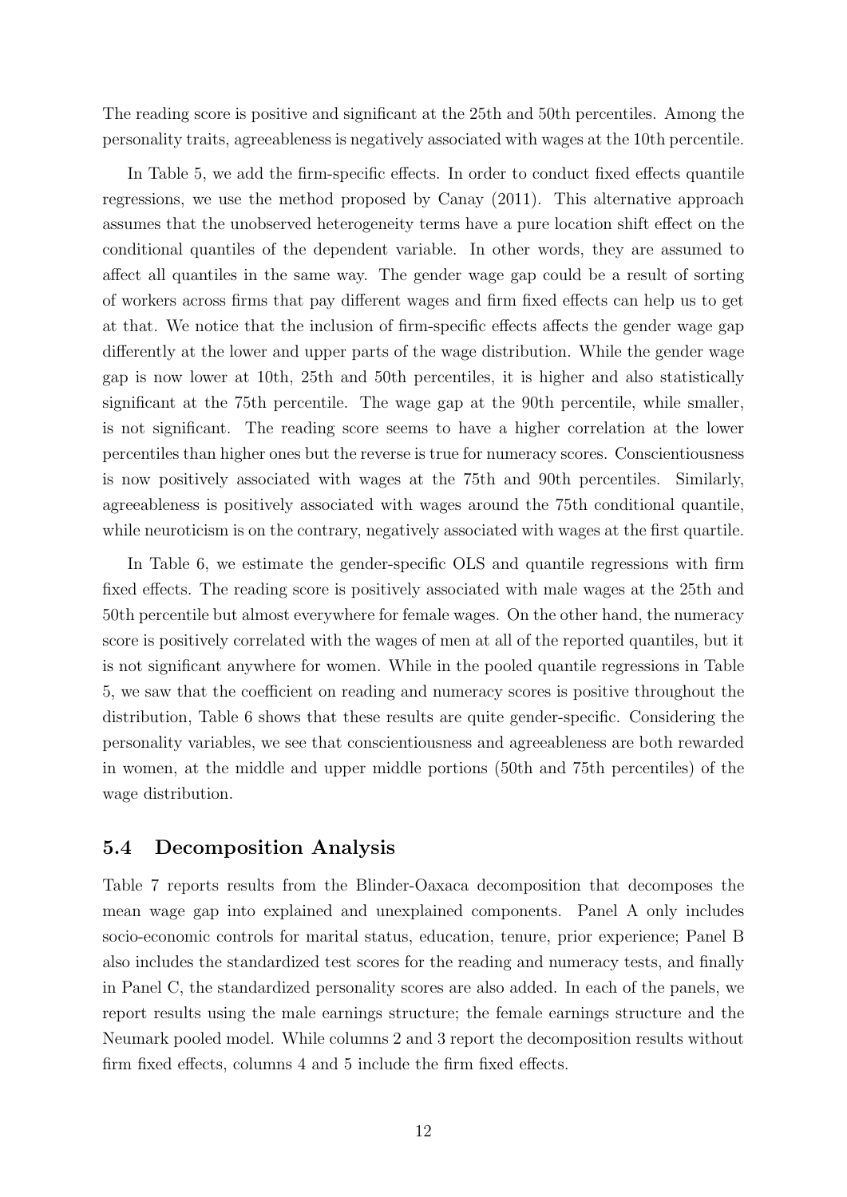The reading score is positive and significant at the 25th and 50th percentiles. Among the personality traits, agreeableness is negatively associated with wages at the 10th percentile.

In Table 5, we add the firm-specific effects. In order to conduct fixed effects quantile regressions, we use the method proposed by Canay (2011). This alternative approach assumes that the unobserved heterogeneity terms have a pure location shift effect on the conditional quantiles of the dependent variable. In other words, they are assumed to affect all quantiles in the same way. The gender wage gap could be a result of sorting of workers across firms that pay different wages and firm fixed effects can help us to get at that. We notice that the inclusion of firm-specific effects affects the gender wage gap differently at the lower and upper parts of the wage distribution. While the gender wage gap is now lower at 10th, 25th and 50th percentiles, it is higher and also statistically significant at the 75th percentile. The wage gap at the 90th percentile, while smaller, is not significant. The reading score seems to have a higher correlation at the lower percentiles than higher ones but the reverse is true for numeracy scores. Conscientiousness is now positively associated with wages at the 75th and 90th percentiles. Similarly, agreeableness is positively associated with wages around the 75th conditional quantile, while neuroticism is on the contrary, negatively associated with wages at the first quartile.

In Table 6, we estimate the gender-specific OLS and quantile regressions with firm fixed effects. The reading score is positively associated with male wages at the 25th and 50th percentile but almost everywhere for female wages. On the other hand, the numeracy score is positively correlated with the wages of men at all of the reported quantiles, but it is not significant anywhere for women. While in the pooled quantile regressions in Table 5, we saw that the coefficient on reading and numeracy scores is positive throughout the distribution, Table 6 shows that these results are quite gender-specific. Considering the personality variables, we see that conscientiousness and agreeableness are both rewarded in women, at the middle and upper middle portions (50th and 75th percentiles) of the wage distribution.

### 5.4 Decomposition Analysis

Table 7 reports results from the Blinder-Oaxaca decomposition that decomposes the mean wage gap into explained and unexplained components. Panel A only includes socio-economic controls for marital status, education, tenure, prior experience; Panel B also includes the standardized test scores for the reading and numeracy tests, and finally in Panel C, the standardized personality scores are also added. In each of the panels, we report results using the male earnings structure; the female earnings structure and the Neumark pooled model. While columns 2 and 3 report the decomposition results without firm fixed effects, columns 4 and 5 include the firm fixed effects.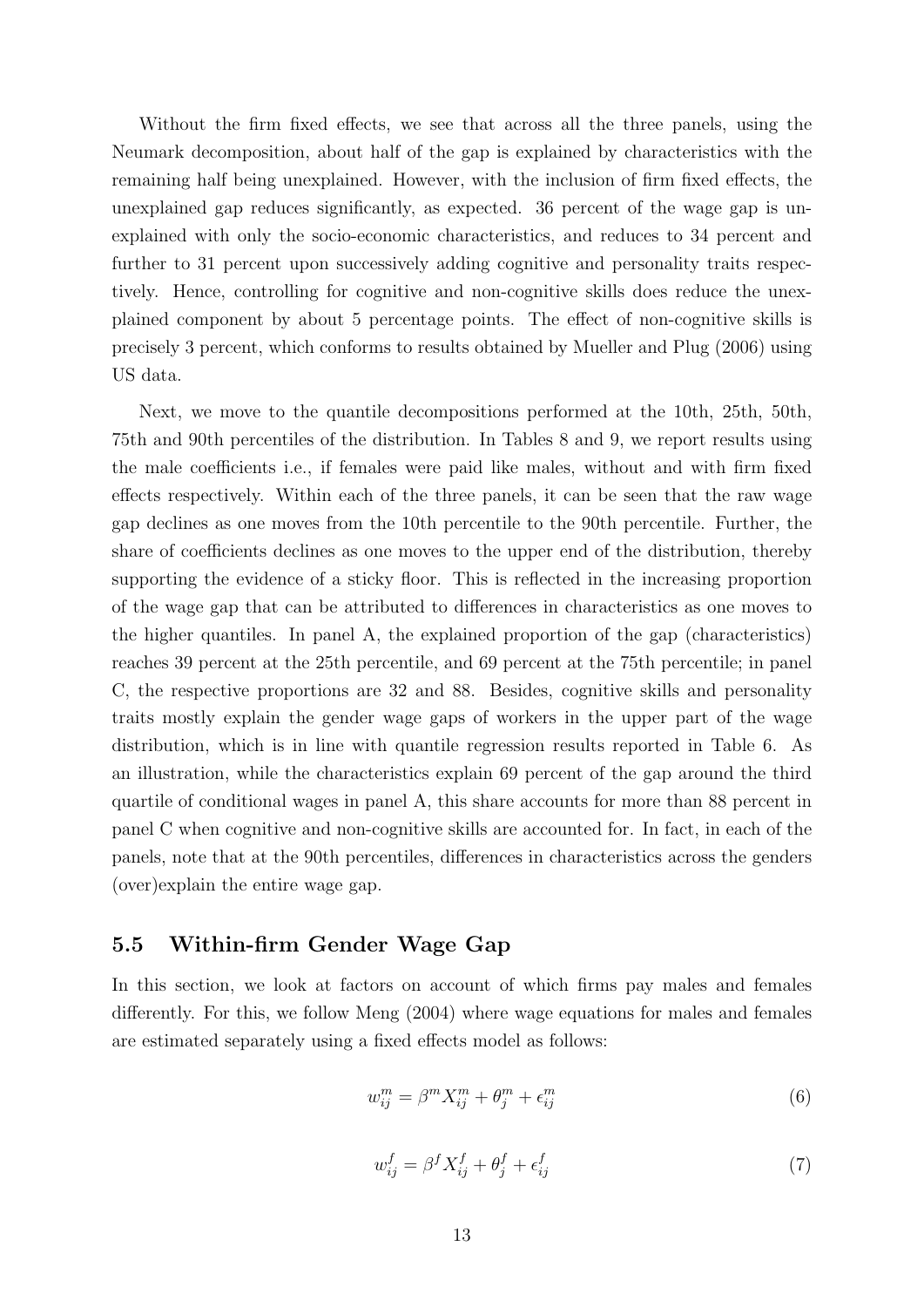Without the firm fixed effects, we see that across all the three panels, using the Neumark decomposition, about half of the gap is explained by characteristics with the remaining half being unexplained. However, with the inclusion of firm fixed effects, the unexplained gap reduces significantly, as expected. 36 percent of the wage gap is unexplained with only the socio-economic characteristics, and reduces to 34 percent and further to 31 percent upon successively adding cognitive and personality traits respectively. Hence, controlling for cognitive and non-cognitive skills does reduce the unexplained component by about 5 percentage points. The effect of non-cognitive skills is precisely 3 percent, which conforms to results obtained by Mueller and Plug (2006) using US data.

Next, we move to the quantile decompositions performed at the 10th, 25th, 50th, 75th and 90th percentiles of the distribution. In Tables 8 and 9, we report results using the male coefficients i.e., if females were paid like males, without and with firm fixed effects respectively. Within each of the three panels, it can be seen that the raw wage gap declines as one moves from the 10th percentile to the 90th percentile. Further, the share of coefficients declines as one moves to the upper end of the distribution, thereby supporting the evidence of a sticky floor. This is reflected in the increasing proportion of the wage gap that can be attributed to differences in characteristics as one moves to the higher quantiles. In panel A, the explained proportion of the gap (characteristics) reaches 39 percent at the 25th percentile, and 69 percent at the 75th percentile; in panel C, the respective proportions are 32 and 88. Besides, cognitive skills and personality traits mostly explain the gender wage gaps of workers in the upper part of the wage distribution, which is in line with quantile regression results reported in Table 6. As an illustration, while the characteristics explain 69 percent of the gap around the third quartile of conditional wages in panel A, this share accounts for more than 88 percent in panel C when cognitive and non-cognitive skills are accounted for. In fact, in each of the panels, note that at the 90th percentiles, differences in characteristics across the genders (over)explain the entire wage gap.

## 5.5 Within-firm Gender Wage Gap

In this section, we look at factors on account of which firms pay males and females differently. For this, we follow Meng (2004) where wage equations for males and females are estimated separately using a fixed effects model as follows:

$$w_{ij}^m = \beta^m X_{ij}^m + \theta_j^m + \epsilon_{ij}^m \tag{6}$$

$$w_{ij}^f = \beta^f X_{ij}^f + \theta_j^f + \epsilon_{ij}^f \tag{7}$$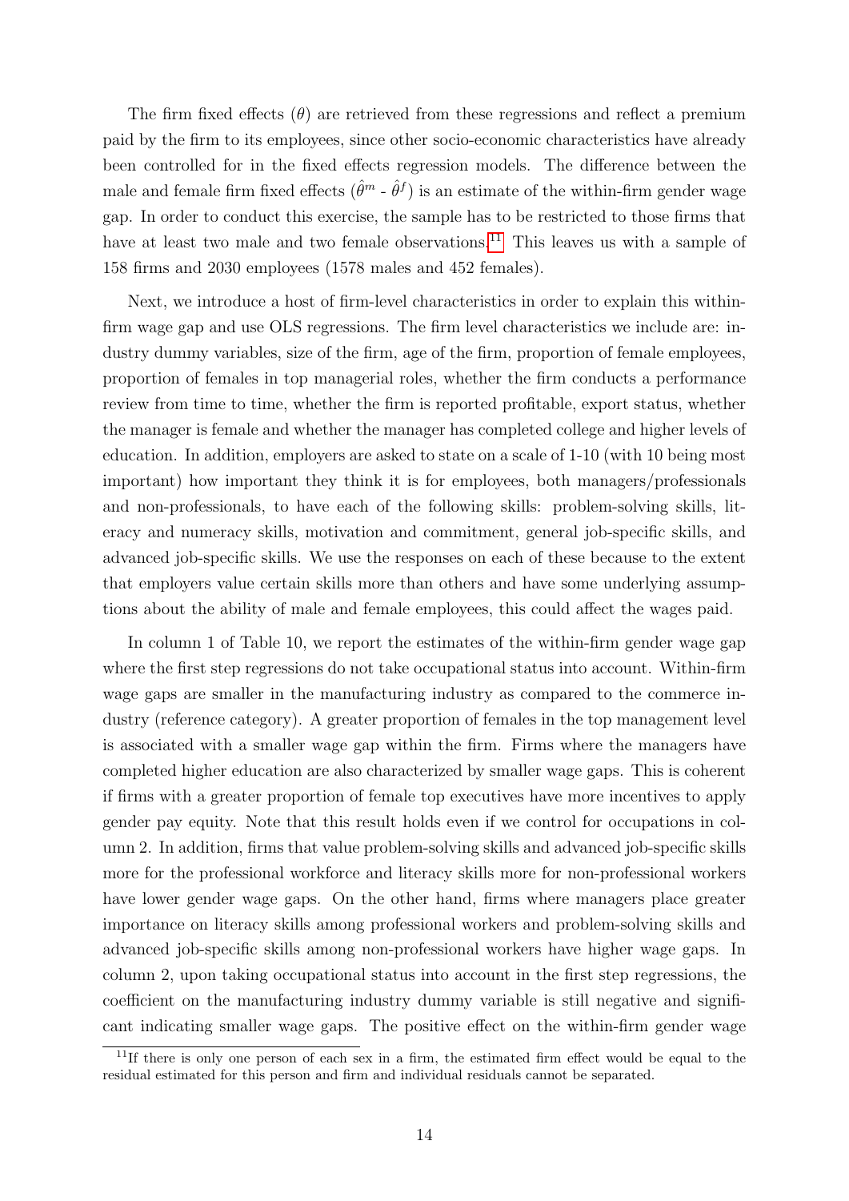The firm fixed effects ($\theta$) are retrieved from these regressions and reflect a premium paid by the firm to its employees, since other socio-economic characteristics have already been controlled for in the fixed effects regression models. The difference between the male and female firm fixed effects ($\hat{\theta}^m$ - $\hat{\theta}^f$) is an estimate of the within-firm gender wage gap. In order to conduct this exercise, the sample has to be restricted to those firms that have at least two male and two female observations.[11] This leaves us with a sample of 158 firms and 2030 employees (1578 males and 452 females).

Next, we introduce a host of firm-level characteristics in order to explain this within-firm wage gap and use OLS regressions. The firm level characteristics we include are: industry dummy variables, size of the firm, age of the firm, proportion of female employees, proportion of females in top managerial roles, whether the firm conducts a performance review from time to time, whether the firm is reported profitable, export status, whether the manager is female and whether the manager has completed college and higher levels of education. In addition, employers are asked to state on a scale of 1-10 (with 10 being most important) how important they think it is for employees, both managers/professionals and non-professionals, to have each of the following skills: problem-solving skills, literacy and numeracy skills, motivation and commitment, general job-specific skills, and advanced job-specific skills. We use the responses on each of these because to the extent that employers value certain skills more than others and have some underlying assumptions about the ability of male and female employees, this could affect the wages paid.

In column 1 of Table 10, we report the estimates of the within-firm gender wage gap where the first step regressions do not take occupational status into account. Within-firm wage gaps are smaller in the manufacturing industry as compared to the commerce industry (reference category). A greater proportion of females in the top management level is associated with a smaller wage gap within the firm. Firms where the managers have completed higher education are also characterized by smaller wage gaps. This is coherent if firms with a greater proportion of female top executives have more incentives to apply gender pay equity. Note that this result holds even if we control for occupations in column 2. In addition, firms that value problem-solving skills and advanced job-specific skills more for the professional workforce and literacy skills more for non-professional workers have lower gender wage gaps. On the other hand, firms where managers place greater importance on literacy skills among professional workers and problem-solving skills and advanced job-specific skills among non-professional workers have higher wage gaps. In column 2, upon taking occupational status into account in the first step regressions, the coefficient on the manufacturing industry dummy variable is still negative and significant indicating smaller wage gaps. The positive effect on the within-firm gender wage

[11] If there is only one person of each sex in a firm, the estimated firm effect would be equal to the residual estimated for this person and firm and individual residuals cannot be separated.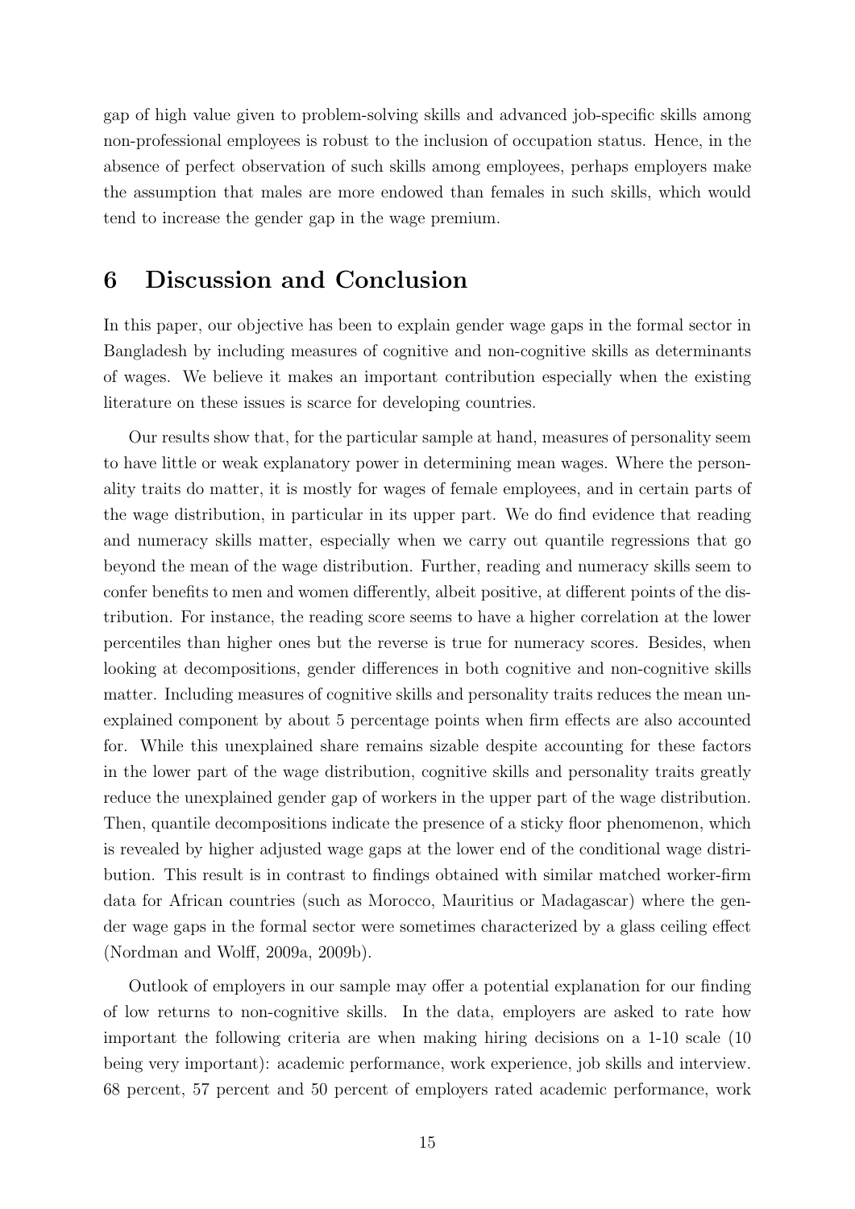gap of high value given to problem-solving skills and advanced job-specific skills among non-professional employees is robust to the inclusion of occupation status. Hence, in the absence of perfect observation of such skills among employees, perhaps employers make the assumption that males are more endowed than females in such skills, which would tend to increase the gender gap in the wage premium.

# 6 Discussion and Conclusion

In this paper, our objective has been to explain gender wage gaps in the formal sector in Bangladesh by including measures of cognitive and non-cognitive skills as determinants of wages. We believe it makes an important contribution especially when the existing literature on these issues is scarce for developing countries.

Our results show that, for the particular sample at hand, measures of personality seem to have little or weak explanatory power in determining mean wages. Where the personality traits do matter, it is mostly for wages of female employees, and in certain parts of the wage distribution, in particular in its upper part. We do find evidence that reading and numeracy skills matter, especially when we carry out quantile regressions that go beyond the mean of the wage distribution. Further, reading and numeracy skills seem to confer benefits to men and women differently, albeit positive, at different points of the distribution. For instance, the reading score seems to have a higher correlation at the lower percentiles than higher ones but the reverse is true for numeracy scores. Besides, when looking at decompositions, gender differences in both cognitive and non-cognitive skills matter. Including measures of cognitive skills and personality traits reduces the mean unexplained component by about 5 percentage points when firm effects are also accounted for. While this unexplained share remains sizable despite accounting for these factors in the lower part of the wage distribution, cognitive skills and personality traits greatly reduce the unexplained gender gap of workers in the upper part of the wage distribution. Then, quantile decompositions indicate the presence of a sticky floor phenomenon, which is revealed by higher adjusted wage gaps at the lower end of the conditional wage distribution. This result is in contrast to findings obtained with similar matched worker-firm data for African countries (such as Morocco, Mauritius or Madagascar) where the gender wage gaps in the formal sector were sometimes characterized by a glass ceiling effect (Nordman and Wolff, 2009a, 2009b).

Outlook of employers in our sample may offer a potential explanation for our finding of low returns to non-cognitive skills. In the data, employers are asked to rate how important the following criteria are when making hiring decisions on a 1-10 scale (10 being very important): academic performance, work experience, job skills and interview. 68 percent, 57 percent and 50 percent of employers rated academic performance, work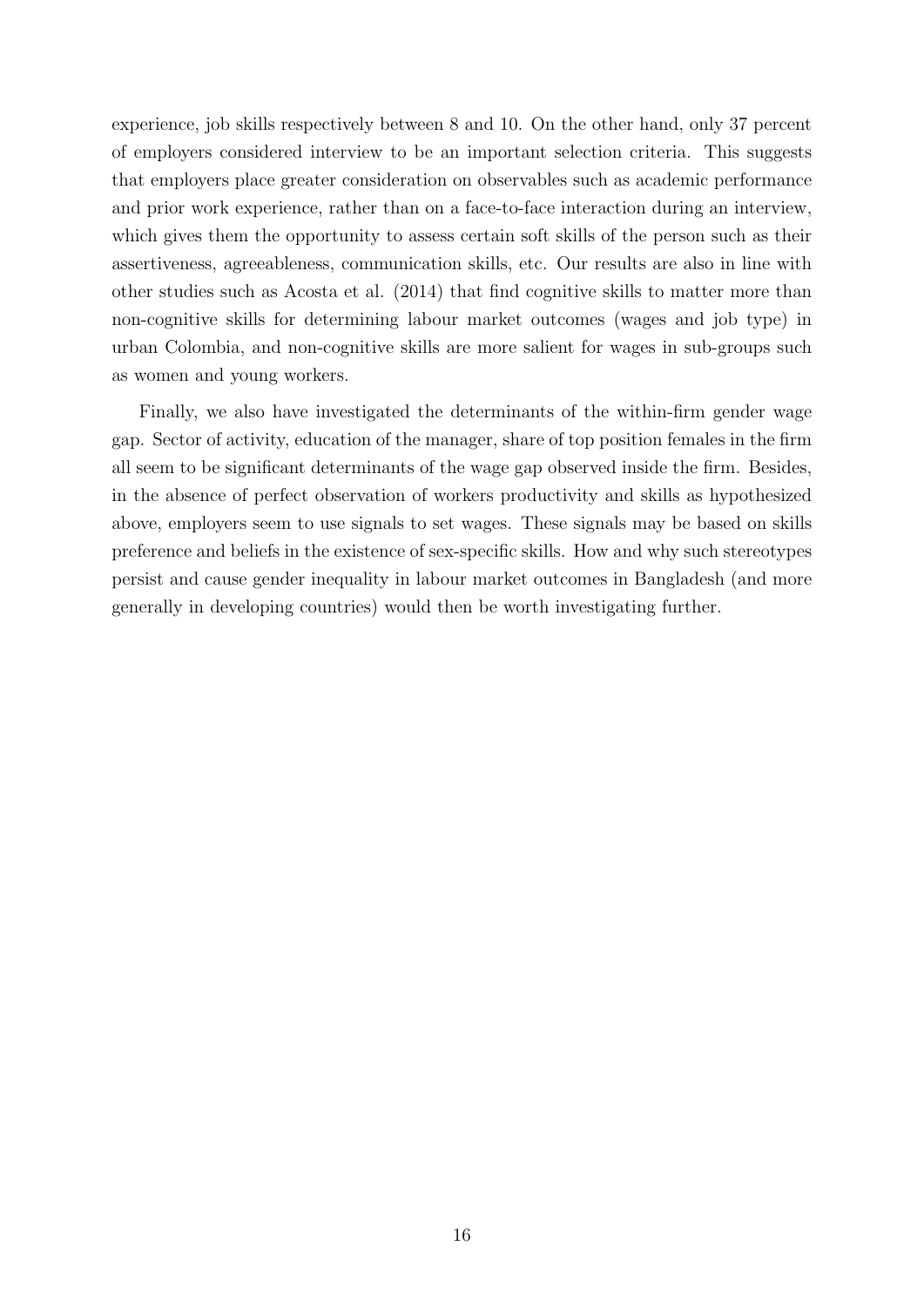experience, job skills respectively between 8 and 10. On the other hand, only 37 percent of employers considered interview to be an important selection criteria. This suggests that employers place greater consideration on observables such as academic performance and prior work experience, rather than on a face-to-face interaction during an interview, which gives them the opportunity to assess certain soft skills of the person such as their assertiveness, agreeableness, communication skills, etc. Our results are also in line with other studies such as Acosta et al. (2014) that find cognitive skills to matter more than non-cognitive skills for determining labour market outcomes (wages and job type) in urban Colombia, and non-cognitive skills are more salient for wages in sub-groups such as women and young workers.

Finally, we also have investigated the determinants of the within-firm gender wage gap. Sector of activity, education of the manager, share of top position females in the firm all seem to be significant determinants of the wage gap observed inside the firm. Besides, in the absence of perfect observation of workers productivity and skills as hypothesized above, employers seem to use signals to set wages. These signals may be based on skills preference and beliefs in the existence of sex-specific skills. How and why such stereotypes persist and cause gender inequality in labour market outcomes in Bangladesh (and more generally in developing countries) would then be worth investigating further.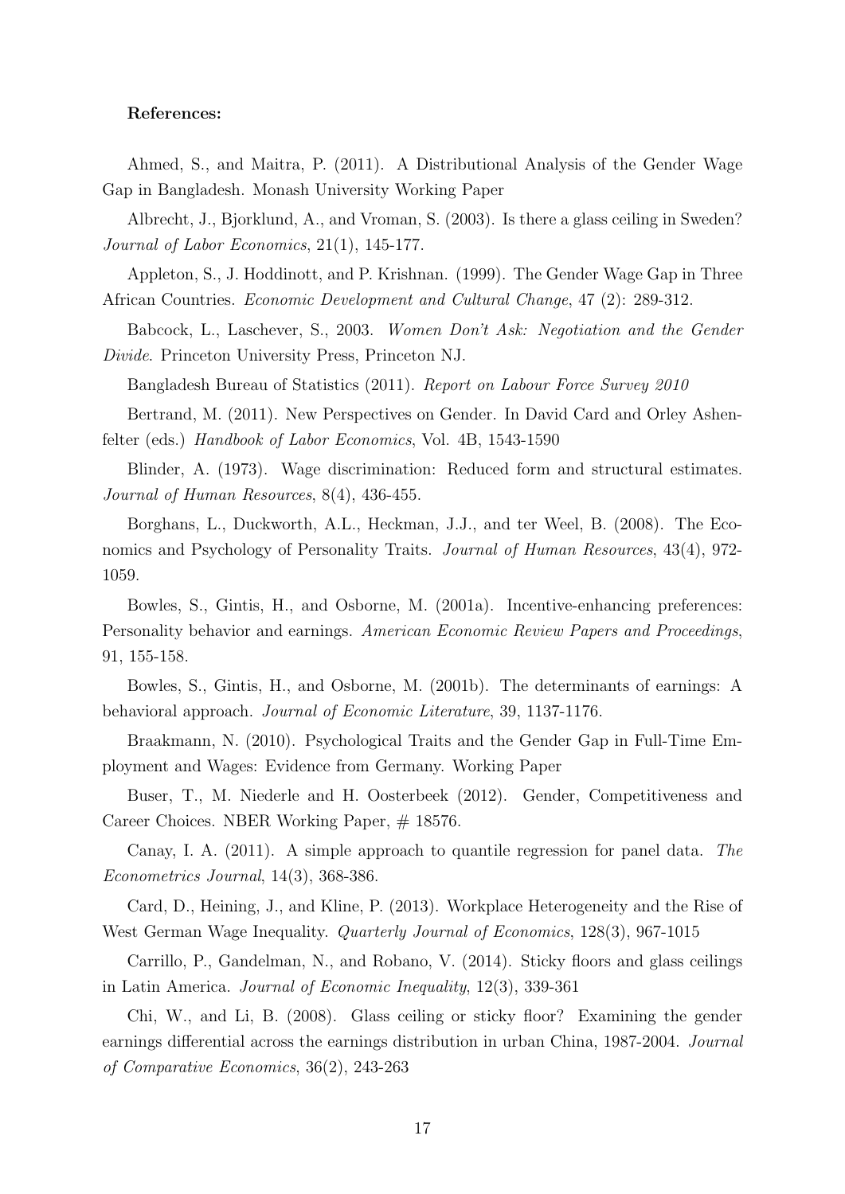**References:**

Ahmed, S., and Maitra, P. (2011). A Distributional Analysis of the Gender Wage Gap in Bangladesh. Monash University Working Paper

Albrecht, J., Bjorklund, A., and Vroman, S. (2003). Is there a glass ceiling in Sweden? *Journal of Labor Economics*, 21(1), 145-177.

Appleton, S., J. Hoddinott, and P. Krishnan. (1999). The Gender Wage Gap in Three African Countries. *Economic Development and Cultural Change*, 47 (2): 289-312.

Babcock, L., Laschever, S., 2003. *Women Don't Ask: Negotiation and the Gender Divide*. Princeton University Press, Princeton NJ.

Bangladesh Bureau of Statistics (2011). *Report on Labour Force Survey 2010*

Bertrand, M. (2011). New Perspectives on Gender. In David Card and Orley Ashenfelter (eds.) *Handbook of Labor Economics*, Vol. 4B, 1543-1590

Blinder, A. (1973). Wage discrimination: Reduced form and structural estimates. *Journal of Human Resources*, 8(4), 436-455.

Borghans, L., Duckworth, A.L., Heckman, J.J., and ter Weel, B. (2008). The Economics and Psychology of Personality Traits. *Journal of Human Resources*, 43(4), 972-1059.

Bowles, S., Gintis, H., and Osborne, M. (2001a). Incentive-enhancing preferences: Personality behavior and earnings. *American Economic Review Papers and Proceedings*, 91, 155-158.

Bowles, S., Gintis, H., and Osborne, M. (2001b). The determinants of earnings: A behavioral approach. *Journal of Economic Literature*, 39, 1137-1176.

Braakmann, N. (2010). Psychological Traits and the Gender Gap in Full-Time Employment and Wages: Evidence from Germany. Working Paper

Buser, T., M. Niederle and H. Oosterbeek (2012). Gender, Competitiveness and Career Choices. NBER Working Paper, # 18576.

Canay, I. A. (2011). A simple approach to quantile regression for panel data. *The Econometrics Journal*, 14(3), 368-386.

Card, D., Heining, J., and Kline, P. (2013). Workplace Heterogeneity and the Rise of West German Wage Inequality. *Quarterly Journal of Economics*, 128(3), 967-1015

Carrillo, P., Gandelman, N., and Robano, V. (2014). Sticky floors and glass ceilings in Latin America. *Journal of Economic Inequality*, 12(3), 339-361

Chi, W., and Li, B. (2008). Glass ceiling or sticky floor? Examining the gender earnings differential across the earnings distribution in urban China, 1987-2004. *Journal of Comparative Economics*, 36(2), 243-263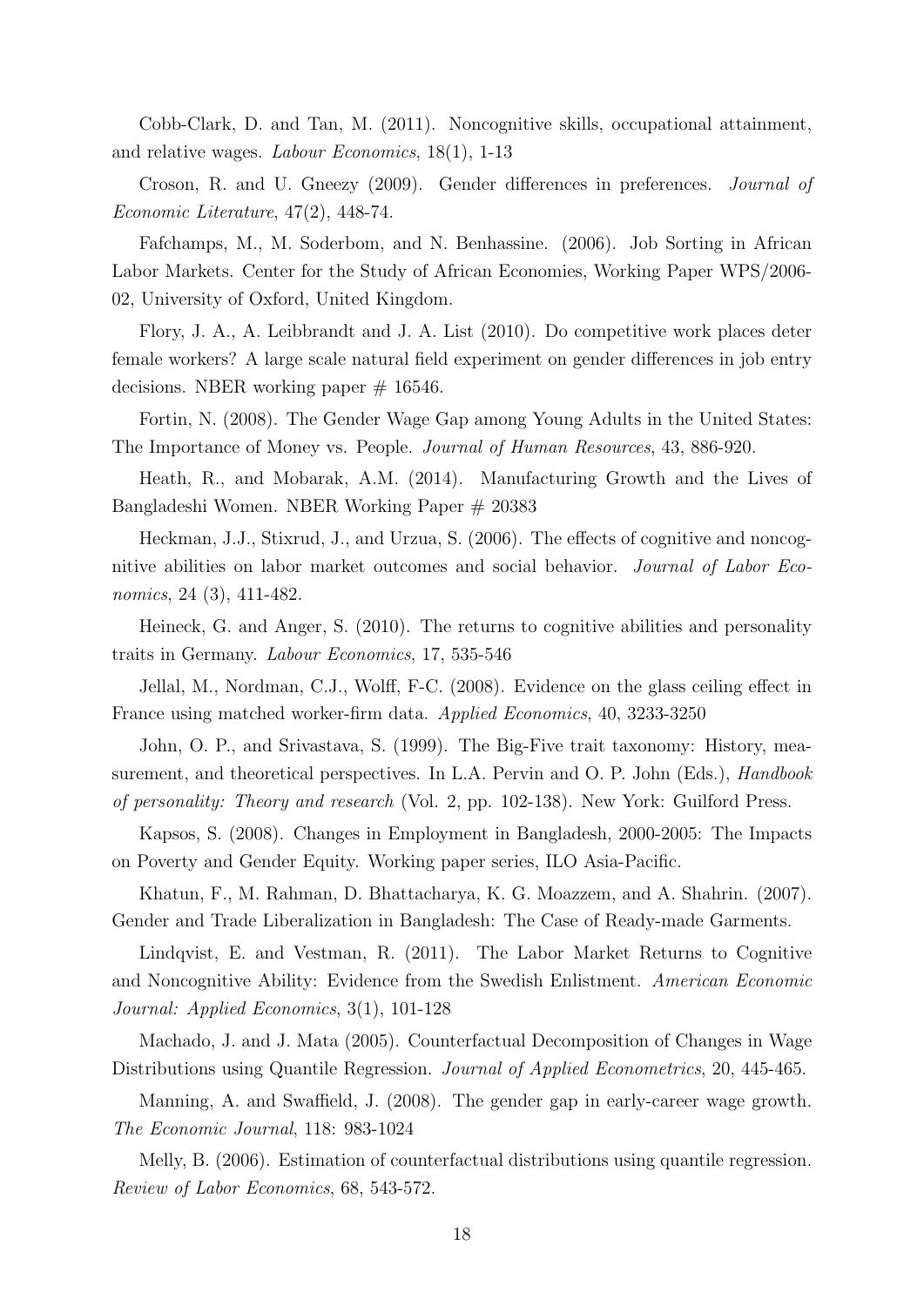Cobb-Clark, D. and Tan, M. (2011). Noncognitive skills, occupational attainment, and relative wages. *Labour Economics*, 18(1), 1-13

Croson, R. and U. Gneezy (2009). Gender differences in preferences. *Journal of Economic Literature*, 47(2), 448-74.

Fafchamps, M., M. Soderbom, and N. Benhassine. (2006). Job Sorting in African Labor Markets. Center for the Study of African Economies, Working Paper WPS/2006-02, University of Oxford, United Kingdom.

Flory, J. A., A. Leibbrandt and J. A. List (2010). Do competitive work places deter female workers? A large scale natural field experiment on gender differences in job entry decisions. NBER working paper # 16546.

Fortin, N. (2008). The Gender Wage Gap among Young Adults in the United States: The Importance of Money vs. People. *Journal of Human Resources*, 43, 886-920.

Heath, R., and Mobarak, A.M. (2014). Manufacturing Growth and the Lives of Bangladeshi Women. NBER Working Paper # 20383

Heckman, J.J., Stixrud, J., and Urzua, S. (2006). The effects of cognitive and noncognitive abilities on labor market outcomes and social behavior. *Journal of Labor Economics*, 24 (3), 411-482.

Heineck, G. and Anger, S. (2010). The returns to cognitive abilities and personality traits in Germany. *Labour Economics*, 17, 535-546

Jellal, M., Nordman, C.J., Wolff, F-C. (2008). Evidence on the glass ceiling effect in France using matched worker-firm data. *Applied Economics*, 40, 3233-3250

John, O. P., and Srivastava, S. (1999). The Big-Five trait taxonomy: History, measurement, and theoretical perspectives. In L.A. Pervin and O. P. John (Eds.), *Handbook of personality: Theory and research* (Vol. 2, pp. 102-138). New York: Guilford Press.

Kapsos, S. (2008). Changes in Employment in Bangladesh, 2000-2005: The Impacts on Poverty and Gender Equity. Working paper series, ILO Asia-Pacific.

Khatun, F., M. Rahman, D. Bhattacharya, K. G. Moazzem, and A. Shahrin. (2007). Gender and Trade Liberalization in Bangladesh: The Case of Ready-made Garments.

Lindqvist, E. and Vestman, R. (2011). The Labor Market Returns to Cognitive and Noncognitive Ability: Evidence from the Swedish Enlistment. *American Economic Journal: Applied Economics*, 3(1), 101-128

Machado, J. and J. Mata (2005). Counterfactual Decomposition of Changes in Wage Distributions using Quantile Regression. *Journal of Applied Econometrics*, 20, 445-465.

Manning, A. and Swaffield, J. (2008). The gender gap in early-career wage growth. *The Economic Journal*, 118: 983-1024

Melly, B. (2006). Estimation of counterfactual distributions using quantile regression. *Review of Labor Economics*, 68, 543-572.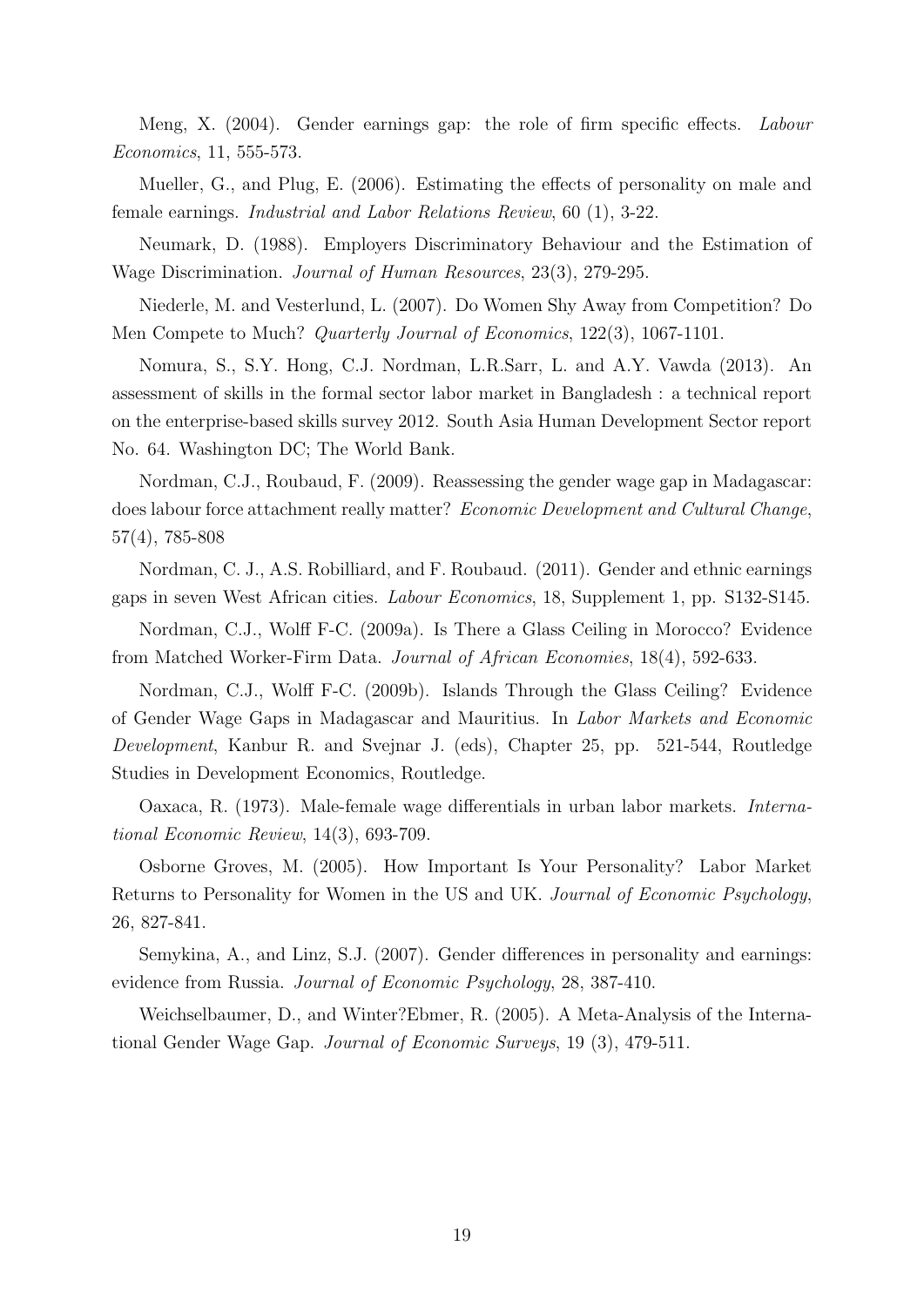Meng, X. (2004). Gender earnings gap: the role of firm specific effects. *Labour Economics*, 11, 555-573.

Mueller, G., and Plug, E. (2006). Estimating the effects of personality on male and female earnings. *Industrial and Labor Relations Review*, 60 (1), 3-22.

Neumark, D. (1988). Employers Discriminatory Behaviour and the Estimation of Wage Discrimination. *Journal of Human Resources*, 23(3), 279-295.

Niederle, M. and Vesterlund, L. (2007). Do Women Shy Away from Competition? Do Men Compete to Much? *Quarterly Journal of Economics*, 122(3), 1067-1101.

Nomura, S., S.Y. Hong, C.J. Nordman, L.R.Sarr, L. and A.Y. Vawda (2013). An assessment of skills in the formal sector labor market in Bangladesh : a technical report on the enterprise-based skills survey 2012. South Asia Human Development Sector report No. 64. Washington DC; The World Bank.

Nordman, C.J., Roubaud, F. (2009). Reassessing the gender wage gap in Madagascar: does labour force attachment really matter? *Economic Development and Cultural Change*, 57(4), 785-808

Nordman, C. J., A.S. Robilliard, and F. Roubaud. (2011). Gender and ethnic earnings gaps in seven West African cities. *Labour Economics*, 18, Supplement 1, pp. S132-S145.

Nordman, C.J., Wolff F-C. (2009a). Is There a Glass Ceiling in Morocco? Evidence from Matched Worker-Firm Data. *Journal of African Economies*, 18(4), 592-633.

Nordman, C.J., Wolff F-C. (2009b). Islands Through the Glass Ceiling? Evidence of Gender Wage Gaps in Madagascar and Mauritius. In *Labor Markets and Economic Development*, Kanbur R. and Svejnar J. (eds), Chapter 25, pp. 521-544, Routledge Studies in Development Economics, Routledge.

Oaxaca, R. (1973). Male-female wage differentials in urban labor markets. *International Economic Review*, 14(3), 693-709.

Osborne Groves, M. (2005). How Important Is Your Personality? Labor Market Returns to Personality for Women in the US and UK. *Journal of Economic Psychology*, 26, 827-841.

Semykina, A., and Linz, S.J. (2007). Gender differences in personality and earnings: evidence from Russia. *Journal of Economic Psychology*, 28, 387-410.

Weichselbaumer, D., and Winter?Ebmer, R. (2005). A Meta-Analysis of the International Gender Wage Gap. *Journal of Economic Surveys*, 19 (3), 479-511.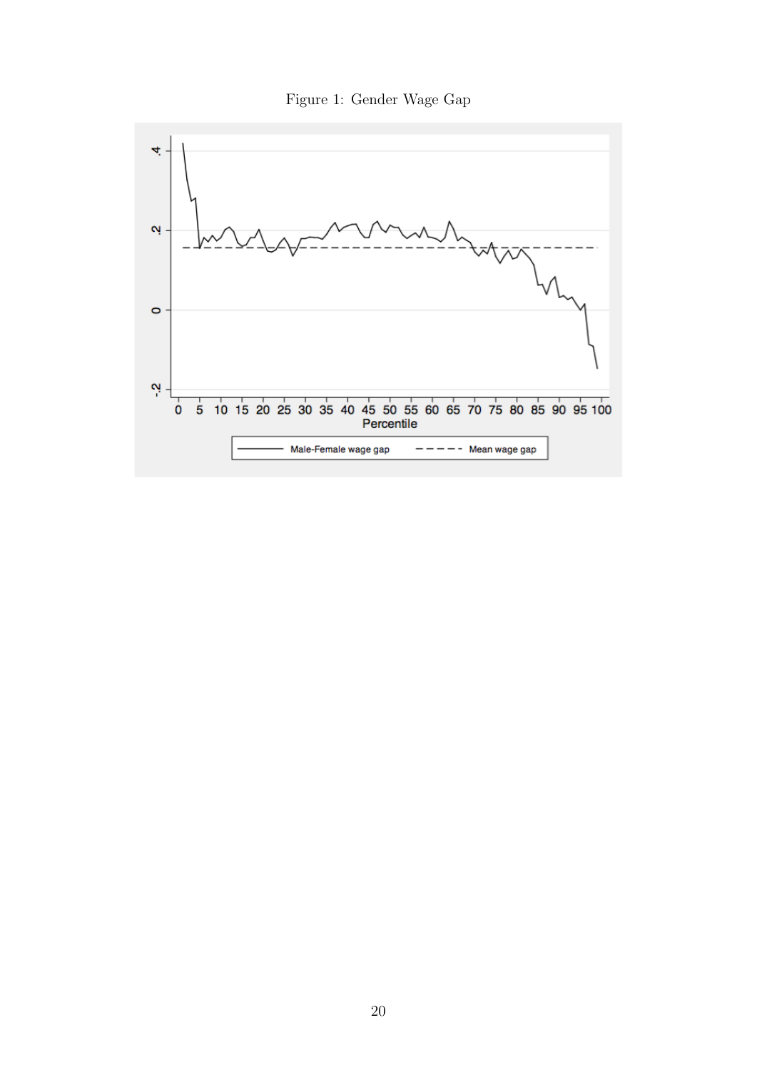Figure 1: Gender Wage Gap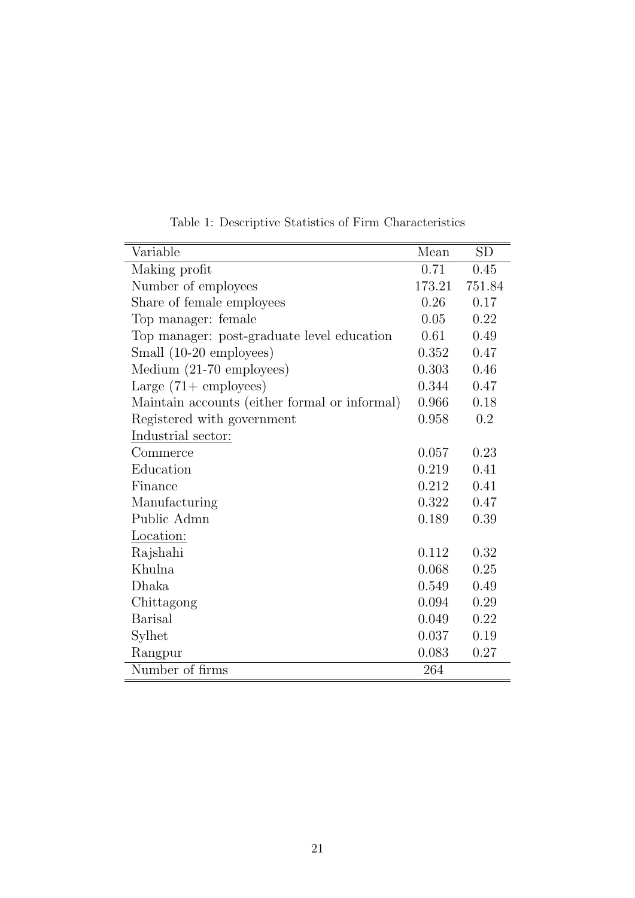Table 1: Descriptive Statistics of Firm Characteristics

| Variable | Mean | SD |
|---|---|---|
| Making profit | 0.71 | 0.45 |
| Number of employees | 173.21 | 751.84 |
| Share of female employees | 0.26 | 0.17 |
| Top manager: female | 0.05 | 0.22 |
| Top manager: post-graduate level education | 0.61 | 0.49 |
| Small (10-20 employees) | 0.352 | 0.47 |
| Medium (21-70 employees) | 0.303 | 0.46 |
| Large (71+ employees) | 0.344 | 0.47 |
| Maintain accounts (either formal or informal) | 0.966 | 0.18 |
| Registered with government | 0.958 | 0.2 |
| Industrial sector: | | |
| Commerce | 0.057 | 0.23 |
| Education | 0.219 | 0.41 |
| Finance | 0.212 | 0.41 |
| Manufacturing | 0.322 | 0.47 |
| Public Admn | 0.189 | 0.39 |
| Location: | | |
| Rajshahi | 0.112 | 0.32 |
| Khulna | 0.068 | 0.25 |
| Dhaka | 0.549 | 0.49 |
| Chittagong | 0.094 | 0.29 |
| Barisal | 0.049 | 0.22 |
| Sylhet | 0.037 | 0.19 |
| Rangpur | 0.083 | 0.27 |
| Number of firms | 264 | |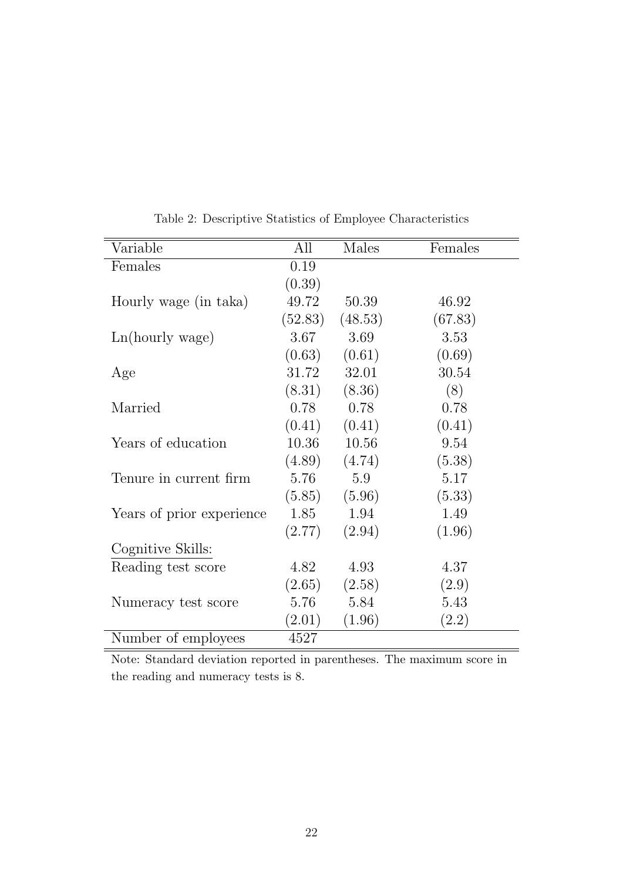Table 2: Descriptive Statistics of Employee Characteristics

| Variable | All | Males | Females |
|---|---|---|---|
| Females | 0.19 | | |
| | (0.39) | | |
| Hourly wage (in taka) | 49.72 | 50.39 | 46.92 |
| | (52.83) | (48.53) | (67.83) |
| Ln(hourly wage) | 3.67 | 3.69 | 3.53 |
| | (0.63) | (0.61) | (0.69) |
| Age | 31.72 | 32.01 | 30.54 |
| | (8.31) | (8.36) | (8) |
| Married | 0.78 | 0.78 | 0.78 |
| | (0.41) | (0.41) | (0.41) |
| Years of education | 10.36 | 10.56 | 9.54 |
| | (4.89) | (4.74) | (5.38) |
| Tenure in current firm | 5.76 | 5.9 | 5.17 |
| | (5.85) | (5.96) | (5.33) |
| Years of prior experience | 1.85 | 1.94 | 1.49 |
| | (2.77) | (2.94) | (1.96) |
| Cognitive Skills: | | | |
| Reading test score | 4.82 | 4.93 | 4.37 |
| | (2.65) | (2.58) | (2.9) |
| Numeracy test score | 5.76 | 5.84 | 5.43 |
| | (2.01) | (1.96) | (2.2) |
| Number of employees | 4527 | | |

Note: Standard deviation reported in parentheses. The maximum score in the reading and numeracy tests is 8.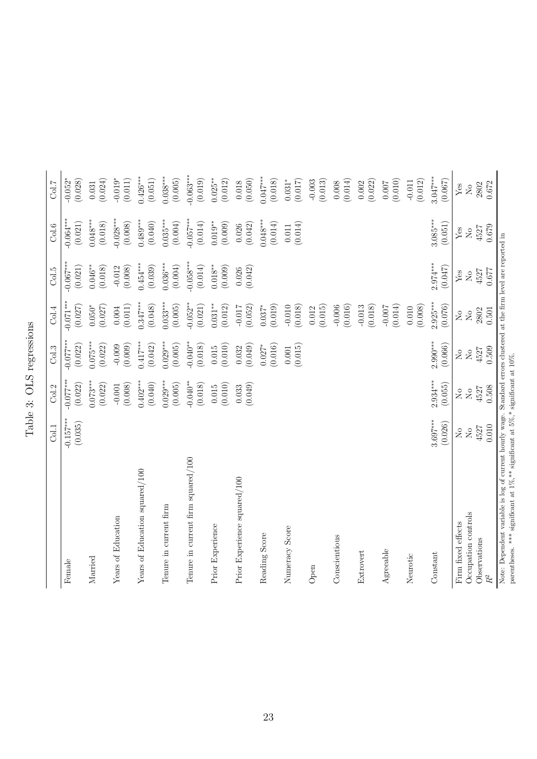Table 3: OLS regressions

| | Col.1 | Col.2 | Col.3 | Col.4 | Col.5 | Col.6 | Col.7 |
|---|---|---|---|---|---|---|---|
| Female | -0.157*** | -0.077*** | -0.077*** | -0.071*** | -0.067*** | -0.064*** | -0.052* |
| | (0.035) | (0.022) | (0.022) | (0.027) | (0.021) | (0.021) | (0.028) |
| Married | | 0.073*** | 0.075*** | 0.050* | 0.046** | 0.048*** | 0.031 |
| | | (0.022) | (0.022) | (0.027) | (0.018) | (0.018) | (0.024) |
| Years of Education | | -0.001 | -0.009 | 0.004 | -0.012 | -0.028*** | -0.019* |
| | | (0.008) | (0.009) | (0.011) | (0.008) | (0.008) | (0.011) |
| Years of Education squared/100 | | 0.402*** | 0.417*** | 0.347*** | 0.454*** | 0.489*** | 0.426*** |
| | | (0.040) | (0.042) | (0.048) | (0.039) | (0.040) | (0.051) |
| Tenure in current firm | | 0.029*** | 0.029*** | 0.033*** | 0.036*** | 0.035*** | 0.038*** |
| | | (0.005) | (0.005) | (0.005) | (0.004) | (0.004) | (0.005) |
| Tenure in current firm squared/100 | | -0.040** | -0.040** | -0.052** | -0.058*** | -0.057*** | -0.063*** |
| | | (0.018) | (0.018) | (0.021) | (0.014) | (0.014) | (0.019) |
| Prior Experience | | 0.015 | 0.015 | 0.031** | 0.018** | 0.019** | 0.025** |
| | | (0.010) | (0.010) | (0.012) | (0.009) | (0.009) | (0.012) |
| Prior Experience squared/100 | | 0.033 | 0.032 | -0.017 | 0.026 | 0.026 | 0.018 |
| | | (0.049) | (0.049) | (0.052) | (0.042) | (0.042) | (0.050) |
| Reading Score | | | 0.027* | 0.037* | | 0.048*** | 0.047*** |
| | | | (0.016) | (0.019) | | (0.014) | (0.018) |
| Numeracy Score | | | 0.001 | -0.010 | | 0.011 | 0.031* |
| | | | (0.015) | (0.018) | | (0.014) | (0.017) |
| Open | | | | 0.012 | | | -0.003 |
| | | | | (0.015) | | | (0.013) |
| Conscientious | | | | -0.006 | | | 0.008 |
| | | | | (0.016) | | | (0.014) |
| Extrovert | | | | -0.013 | | | 0.002 |
| | | | | (0.018) | | | (0.022) |
| Agreeable | | | | -0.007 | | | 0.007 |
| | | | | (0.014) | | | (0.010) |
| Neurotic | | | | 0.010 | | | -0.011 |
| | | | | (0.008) | | | (0.012) |
| Constant | 3.697*** | 2.934*** | 2.990*** | 2.925*** | 2.974*** | 3.085*** | 3.047*** |
| | (0.026) | (0.055) | (0.066) | (0.076) | (0.047) | (0.051) | (0.067) |
| Firm fixed effects | No | No | No | No | Yes | Yes | Yes |
| Occupation controls | No | No | No | No | No | No | No |
| Observations | 4527 | 4527 | 4527 | 2802 | 4527 | 4527 | 2802 |
| $R^2$ | 0.010 | 0.508 | 0.509 | 0.501 | 0.677 | 0.679 | 0.672 |

Note: Dependent variable is log of current hourly wage. Standard errors clustered at the firm level are reported in parentheses. *** significant at 1%,** significant at 5%,* significant at 10%.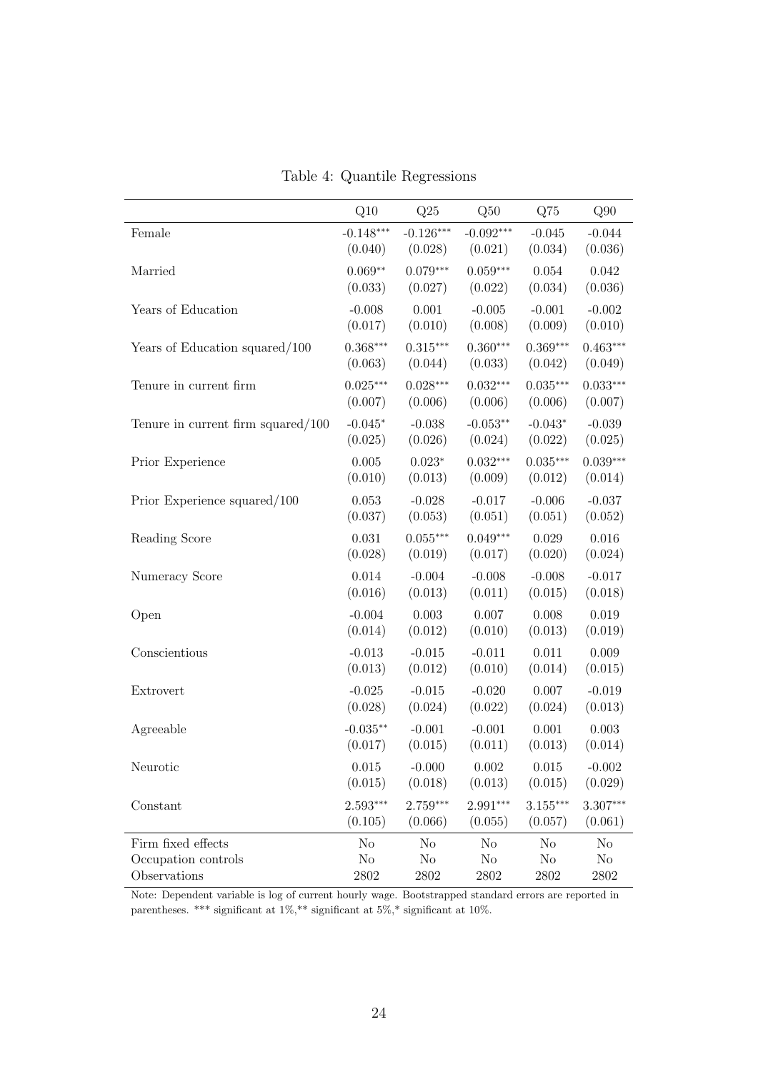Table 4: Quantile Regressions

| | Q10 | Q25 | Q50 | Q75 | Q90 |
|---|---|---|---|---|---|
| Female | -0.148*** | -0.126*** | -0.092*** | -0.045 | -0.044 |
| | (0.040) | (0.028) | (0.021) | (0.034) | (0.036) |
| Married | 0.069** | 0.079*** | 0.059*** | 0.054 | 0.042 |
| | (0.033) | (0.027) | (0.022) | (0.034) | (0.036) |
| Years of Education | -0.008 | 0.001 | -0.005 | -0.001 | -0.002 |
| | (0.017) | (0.010) | (0.008) | (0.009) | (0.010) |
| Years of Education squared/100 | 0.368*** | 0.315*** | 0.360*** | 0.369*** | 0.463*** |
| | (0.063) | (0.044) | (0.033) | (0.042) | (0.049) |
| Tenure in current firm | 0.025*** | 0.028*** | 0.032*** | 0.035*** | 0.033*** |
| | (0.007) | (0.006) | (0.006) | (0.006) | (0.007) |
| Tenure in current firm squared/100 | -0.045* | -0.038 | -0.053** | -0.043* | -0.039 |
| | (0.025) | (0.026) | (0.024) | (0.022) | (0.025) |
| Prior Experience | 0.005 | 0.023* | 0.032*** | 0.035*** | 0.039*** |
| | (0.010) | (0.013) | (0.009) | (0.012) | (0.014) |
| Prior Experience squared/100 | 0.053 | -0.028 | -0.017 | -0.006 | -0.037 |
| | (0.037) | (0.053) | (0.051) | (0.051) | (0.052) |
| Reading Score | 0.031 | 0.055*** | 0.049*** | 0.029 | 0.016 |
| | (0.028) | (0.019) | (0.017) | (0.020) | (0.024) |
| Numeracy Score | 0.014 | -0.004 | -0.008 | -0.008 | -0.017 |
| | (0.016) | (0.013) | (0.011) | (0.015) | (0.018) |
| Open | -0.004 | 0.003 | 0.007 | 0.008 | 0.019 |
| | (0.014) | (0.012) | (0.010) | (0.013) | (0.019) |
| Conscientious | -0.013 | -0.015 | -0.011 | 0.011 | 0.009 |
| | (0.013) | (0.012) | (0.010) | (0.014) | (0.015) |
| Extrovert | -0.025 | -0.015 | -0.020 | 0.007 | -0.019 |
| | (0.028) | (0.024) | (0.022) | (0.024) | (0.013) |
| Agreeable | -0.035** | -0.001 | -0.001 | 0.001 | 0.003 |
| | (0.017) | (0.015) | (0.011) | (0.013) | (0.014) |
| Neurotic | 0.015 | -0.000 | 0.002 | 0.015 | -0.002 |
| | (0.015) | (0.018) | (0.013) | (0.015) | (0.029) |
| Constant | 2.593*** | 2.759*** | 2.991*** | 3.155*** | 3.307*** |
| | (0.105) | (0.066) | (0.055) | (0.057) | (0.061) |
| Firm fixed effects | No | No | No | No | No |
| Occupation controls | No | No | No | No | No |
| Observations | 2802 | 2802 | 2802 | 2802 | 2802 |

Note: Dependent variable is log of current hourly wage. Bootstrapped standard errors are reported in parentheses. *** significant at 1%,** significant at 5%,* significant at 10%.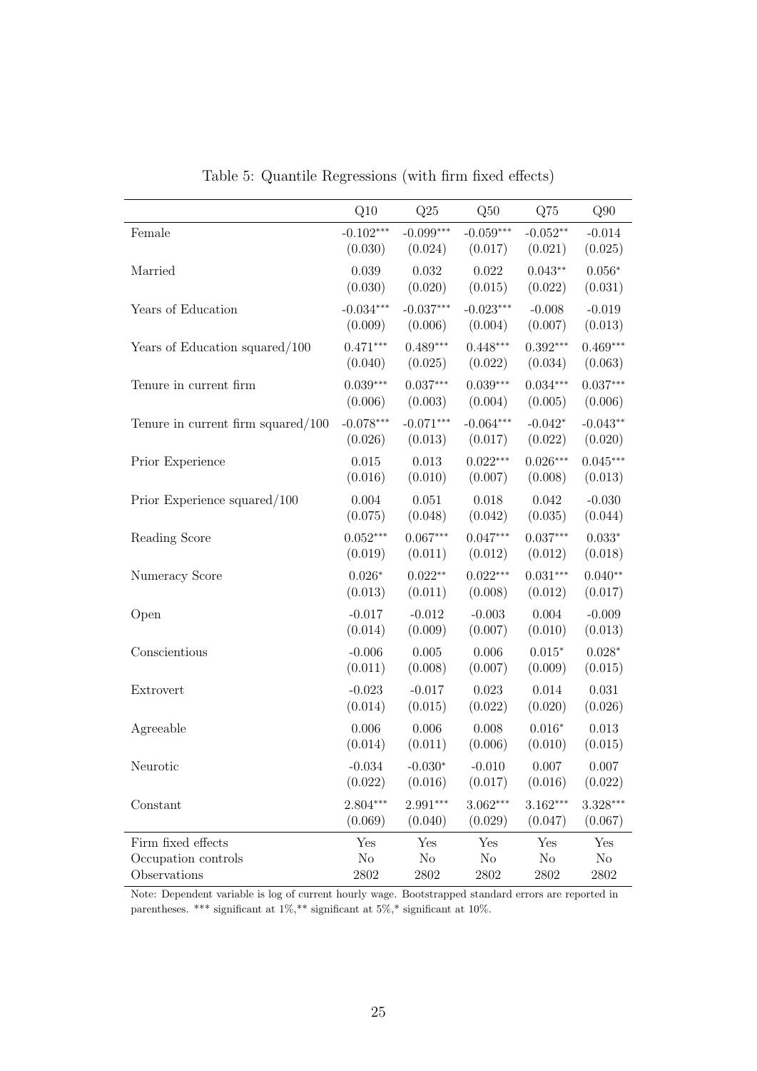Table 5: Quantile Regressions (with firm fixed effects)

| | Q10 | Q25 | Q50 | Q75 | Q90 |
|---|---|---|---|---|---|
| Female | -0.102*** | -0.099*** | -0.059*** | -0.052** | -0.014 |
| | (0.030) | (0.024) | (0.017) | (0.021) | (0.025) |
| Married | 0.039 | 0.032 | 0.022 | 0.043** | 0.056* |
| | (0.030) | (0.020) | (0.015) | (0.022) | (0.031) |
| Years of Education | -0.034*** | -0.037*** | -0.023*** | -0.008 | -0.019 |
| | (0.009) | (0.006) | (0.004) | (0.007) | (0.013) |
| Years of Education squared/100 | 0.471*** | 0.489*** | 0.448*** | 0.392*** | 0.469*** |
| | (0.040) | (0.025) | (0.022) | (0.034) | (0.063) |
| Tenure in current firm | 0.039*** | 0.037*** | 0.039*** | 0.034*** | 0.037*** |
| | (0.006) | (0.003) | (0.004) | (0.005) | (0.006) |
| Tenure in current firm squared/100 | -0.078*** | -0.071*** | -0.064*** | -0.042* | -0.043** |
| | (0.026) | (0.013) | (0.017) | (0.022) | (0.020) |
| Prior Experience | 0.015 | 0.013 | 0.022*** | 0.026*** | 0.045*** |
| | (0.016) | (0.010) | (0.007) | (0.008) | (0.013) |
| Prior Experience squared/100 | 0.004 | 0.051 | 0.018 | 0.042 | -0.030 |
| | (0.075) | (0.048) | (0.042) | (0.035) | (0.044) |
| Reading Score | 0.052*** | 0.067*** | 0.047*** | 0.037*** | 0.033* |
| | (0.019) | (0.011) | (0.012) | (0.012) | (0.018) |
| Numeracy Score | 0.026* | 0.022** | 0.022*** | 0.031*** | 0.040** |
| | (0.013) | (0.011) | (0.008) | (0.012) | (0.017) |
| Open | -0.017 | -0.012 | -0.003 | 0.004 | -0.009 |
| | (0.014) | (0.009) | (0.007) | (0.010) | (0.013) |
| Conscientious | -0.006 | 0.005 | 0.006 | 0.015* | 0.028* |
| | (0.011) | (0.008) | (0.007) | (0.009) | (0.015) |
| Extrovert | -0.023 | -0.017 | 0.023 | 0.014 | 0.031 |
| | (0.014) | (0.015) | (0.022) | (0.020) | (0.026) |
| Agreeable | 0.006 | 0.006 | 0.008 | 0.016* | 0.013 |
| | (0.014) | (0.011) | (0.006) | (0.010) | (0.015) |
| Neurotic | -0.034 | -0.030* | -0.010 | 0.007 | 0.007 |
| | (0.022) | (0.016) | (0.017) | (0.016) | (0.022) |
| Constant | 2.804*** | 2.991*** | 3.062*** | 3.162*** | 3.328*** |
| | (0.069) | (0.040) | (0.029) | (0.047) | (0.067) |
| Firm fixed effects | Yes | Yes | Yes | Yes | Yes |
| Occupation controls | No | No | No | No | No |
| Observations | 2802 | 2802 | 2802 | 2802 | 2802 |

Note: Dependent variable is log of current hourly wage. Bootstrapped standard errors are reported in parentheses. *** significant at 1%,** significant at 5%,* significant at 10%.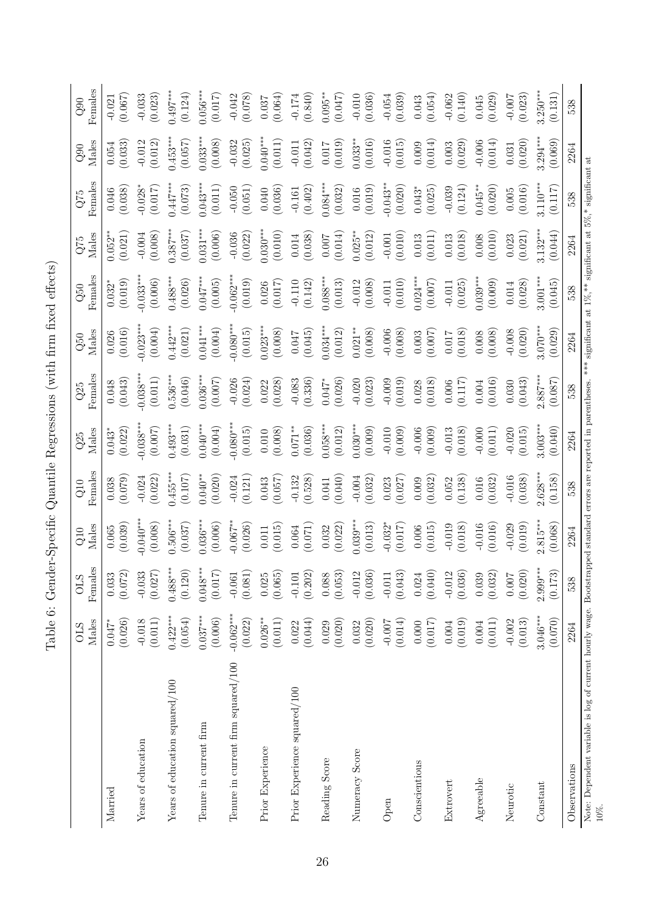Table 6: Gender-Specific Quantile Regressions (with firm fixed effects)

| | OLS Males | OLS Females | Q10 Males | Q10 Females | Q25 Males | Q25 Females | Q50 Males | Q50 Females | Q75 Males | Q75 Females | Q90 Males | Q90 Females |
|---|---|---|---|---|---|---|---|---|---|---|---|---|
| Married | 0.047* | 0.033 | 0.065 | 0.038 | 0.043* | 0.048 | 0.026 | 0.032* | 0.052** | 0.046 | 0.054 | -0.021 |
| | (0.026) | (0.072) | (0.039) | (0.079) | (0.022) | (0.043) | (0.016) | (0.019) | (0.021) | (0.038) | (0.033) | (0.067) |
| Years of education | -0.018 | -0.033 | -0.040*** | -0.024 | -0.038*** | -0.038*** | -0.023*** | -0.033*** | -0.004 | -0.028* | -0.012 | -0.033 |
| | (0.011) | (0.027) | (0.008) | (0.022) | (0.007) | (0.011) | (0.004) | (0.006) | (0.008) | (0.017) | (0.012) | (0.023) |
| Years of education squared/100 | 0.422*** | 0.488*** | 0.506*** | 0.455*** | 0.493*** | 0.536*** | 0.442*** | 0.488*** | 0.387*** | 0.447*** | 0.453*** | 0.497*** |
| | (0.054) | (0.120) | (0.037) | (0.107) | (0.031) | (0.046) | (0.021) | (0.026) | (0.037) | (0.073) | (0.057) | (0.124) |
| Tenure in current firm | 0.037*** | 0.048*** | 0.036*** | 0.040** | 0.040*** | 0.036*** | 0.041*** | 0.047*** | 0.031*** | 0.043*** | 0.033*** | 0.056*** |
| | (0.006) | (0.017) | (0.006) | (0.020) | (0.004) | (0.007) | (0.004) | (0.005) | (0.006) | (0.011) | (0.008) | (0.017) |
| Tenure in current firm squared/100 | -0.062*** | -0.061 | -0.067** | -0.024 | -0.080*** | -0.026 | -0.080*** | -0.062*** | -0.036 | -0.050 | -0.032 | -0.042 |
| | (0.022) | (0.081) | (0.026) | (0.121) | (0.015) | (0.024) | (0.015) | (0.019) | (0.022) | (0.051) | (0.025) | (0.078) |
| Prior Experience | 0.026** | 0.025 | 0.011 | 0.043 | 0.010 | 0.022 | 0.023*** | 0.026 | 0.030*** | 0.040 | 0.040*** | 0.037 |
| | (0.011) | (0.065) | (0.015) | (0.057) | (0.008) | (0.028) | (0.008) | (0.017) | (0.010) | (0.036) | (0.011) | (0.064) |
| Prior Experience squared/100 | 0.022 | -0.101 | 0.064 | -0.132 | 0.071** | -0.083 | 0.047 | -0.110 | 0.014 | -0.161 | -0.011 | -0.174 |
| | (0.044) | (0.202) | (0.071) | (0.528) | (0.036) | (0.336) | (0.045) | (0.142) | (0.038) | (0.402) | (0.042) | (0.840) |
| Reading Score | 0.029 | 0.088 | 0.032 | 0.041 | 0.058*** | 0.047* | 0.034*** | 0.088*** | 0.007 | 0.084*** | 0.017 | 0.095** |
| | (0.020) | (0.053) | (0.022) | (0.040) | (0.012) | (0.026) | (0.012) | (0.013) | (0.014) | (0.032) | (0.019) | (0.047) |
| Numeracy Score | 0.032 | -0.012 | 0.039*** | -0.004 | 0.030*** | -0.020 | 0.021** | -0.012 | 0.025** | 0.016 | 0.033** | -0.010 |
| | (0.020) | (0.036) | (0.013) | (0.032) | (0.009) | (0.023) | (0.008) | (0.008) | (0.012) | (0.019) | (0.016) | (0.036) |
| Open | -0.007 | -0.011 | -0.032* | 0.023 | -0.010 | -0.009 | -0.006 | -0.011 | -0.001 | -0.043** | -0.016 | -0.054 |
| | (0.014) | (0.043) | (0.017) | (0.027) | (0.009) | (0.019) | (0.008) | (0.010) | (0.010) | (0.020) | (0.015) | (0.039) |
| Conscientious | 0.000 | 0.024 | 0.006 | 0.009 | -0.006 | 0.028 | 0.003 | 0.024*** | 0.013 | 0.043* | 0.009 | 0.043 |
| | (0.017) | (0.040) | (0.015) | (0.032) | (0.009) | (0.018) | (0.007) | (0.007) | (0.011) | (0.025) | (0.014) | (0.054) |
| Extrovert | 0.004 | -0.012 | -0.019 | 0.052 | -0.013 | 0.006 | 0.017 | -0.011 | 0.013 | -0.039 | 0.003 | -0.062 |
| | (0.019) | (0.036) | (0.018) | (0.138) | (0.018) | (0.117) | (0.018) | (0.025) | (0.018) | (0.124) | (0.029) | (0.140) |
| Agreeable | 0.004 | 0.039 | -0.016 | 0.016 | -0.000 | 0.004 | 0.008 | 0.039*** | 0.008 | 0.045** | -0.006 | 0.045 |
| | (0.011) | (0.032) | (0.016) | (0.032) | (0.011) | (0.016) | (0.008) | (0.009) | (0.010) | (0.020) | (0.014) | (0.029) |
| Neurotic | -0.002 | 0.007 | -0.029 | -0.016 | -0.020 | 0.030 | -0.008 | 0.014 | 0.023 | 0.005 | 0.031 | -0.007 |
| | (0.013) | (0.020) | (0.019) | (0.038) | (0.015) | (0.043) | (0.020) | (0.028) | (0.021) | (0.016) | (0.020) | (0.023) |
| Constant | 3.046*** | 2.999*** | 2.815*** | 2.628*** | 3.003*** | 2.887*** | 3.070*** | 3.001*** | 3.132*** | 3.110*** | 3.294*** | 3.250*** |
| | (0.070) | (0.173) | (0.068) | (0.158) | (0.040) | (0.087) | (0.029) | (0.045) | (0.044) | (0.117) | (0.069) | (0.131) |
| Observations | 2264 | 538 | 2264 | 538 | 2264 | 538 | 2264 | 538 | 2264 | 538 | 2264 | 538 |

Note: Dependent variable is log of current hourly wage. Bootstrapped standard errors are reported in parentheses. *** significant at 1%,** significant at 5%,* significant at 10%.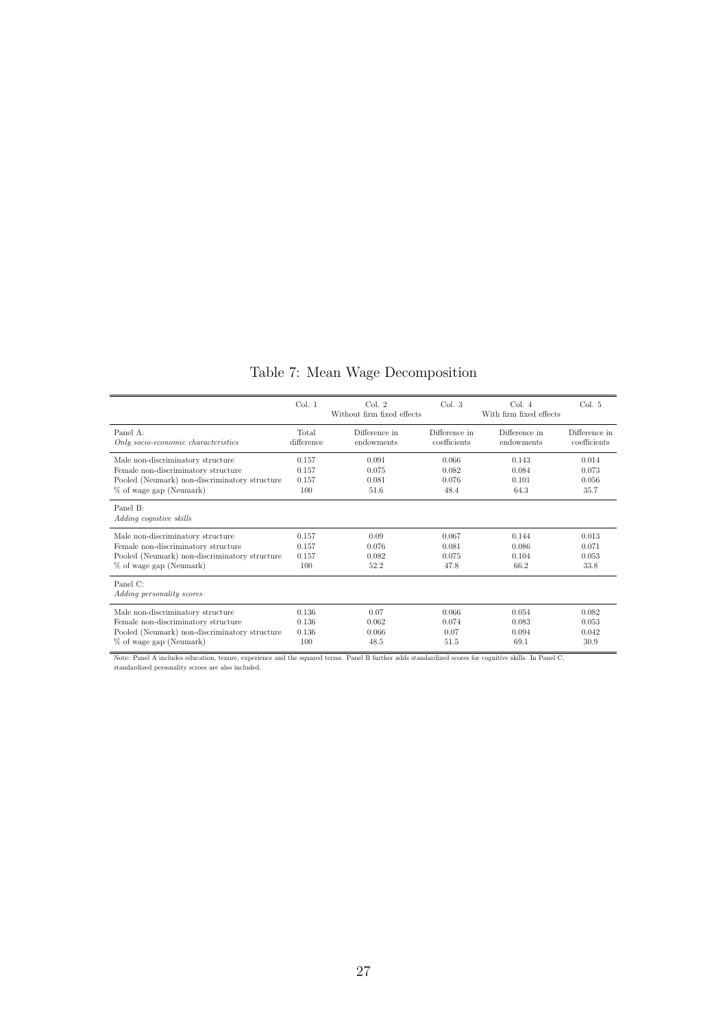# Table 7: Mean Wage Decomposition

| | Col. 1 | Col. 2 | Col. 3 | Col. 4 | Col. 5 |
|---|---|---|---|---|---|
| | | Without firm fixed effects | | With firm fixed effects | |
| Panel A: *Only socio-economic characteristics* | Total difference | Difference in endowments | Difference in coefficients | Difference in endowments | Difference in coefficients |
| Male non-discriminatory structure | 0.157 | 0.091 | 0.066 | 0.143 | 0.014 |
| Female non-discriminatory structure | 0.157 | 0.075 | 0.082 | 0.084 | 0.073 |
| Pooled (Neumark) non-discriminatory structure | 0.157 | 0.081 | 0.076 | 0.101 | 0.056 |
| % of wage gap (Neumark) | 100 | 51.6 | 48.4 | 64.3 | 35.7 |
| Panel B: *Adding cognitive skills* | | | | | |
| Male non-discriminatory structure | 0.157 | 0.09 | 0.067 | 0.144 | 0.013 |
| Female non-discriminatory structure | 0.157 | 0.076 | 0.081 | 0.086 | 0.071 |
| Pooled (Neumark) non-discriminatory structure | 0.157 | 0.082 | 0.075 | 0.104 | 0.053 |
| % of wage gap (Neumark) | 100 | 52.2 | 47.8 | 66.2 | 33.8 |
| Panel C: *Adding personality scores* | | | | | |
| Male non-discriminatory structure | 0.136 | 0.07 | 0.066 | 0.054 | 0.082 |
| Female non-discriminatory structure | 0.136 | 0.062 | 0.074 | 0.083 | 0.053 |
| Pooled (Neumark) non-discriminatory structure | 0.136 | 0.066 | 0.07 | 0.094 | 0.042 |
| % of wage gap (Neumark) | 100 | 48.5 | 51.5 | 69.1 | 30.9 |

Note: Panel A includes education, tenure, experience and the squared terms. Panel B further adds standardized scores for cognitive skills. In Panel C, standardized personality scroes are also included.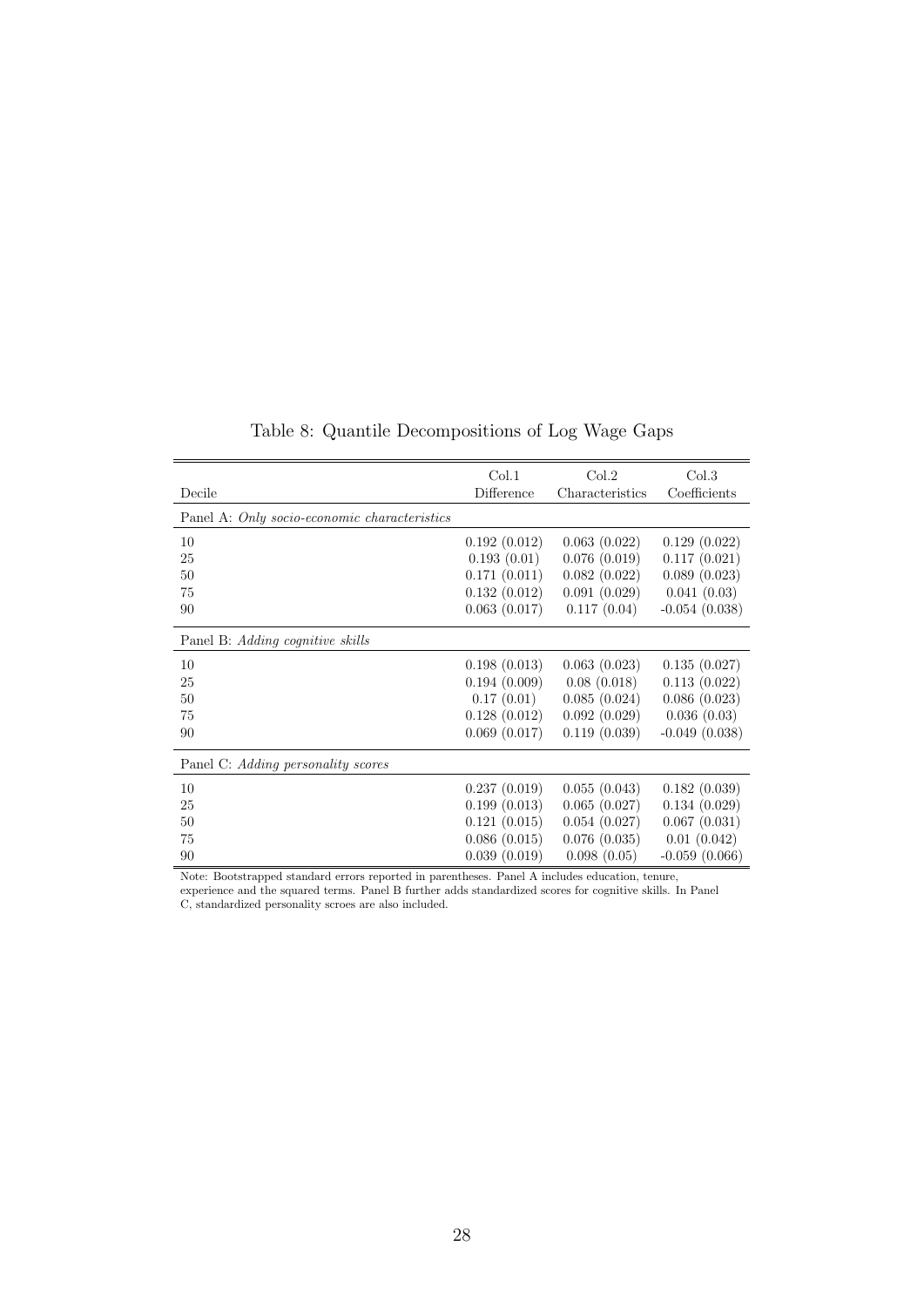Table 8: Quantile Decompositions of Log Wage Gaps

| Decile | Col.1 Difference | Col.2 Characteristics | Col.3 Coefficients |
|---|---|---|---|
| Panel A: *Only socio-economic characteristics* | | | |
| 10 | 0.192 (0.012) | 0.063 (0.022) | 0.129 (0.022) |
| 25 | 0.193 (0.01) | 0.076 (0.019) | 0.117 (0.021) |
| 50 | 0.171 (0.011) | 0.082 (0.022) | 0.089 (0.023) |
| 75 | 0.132 (0.012) | 0.091 (0.029) | 0.041 (0.03) |
| 90 | 0.063 (0.017) | 0.117 (0.04) | -0.054 (0.038) |
| Panel B: *Adding cognitive skills* | | | |
| 10 | 0.198 (0.013) | 0.063 (0.023) | 0.135 (0.027) |
| 25 | 0.194 (0.009) | 0.08 (0.018) | 0.113 (0.022) |
| 50 | 0.17 (0.01) | 0.085 (0.024) | 0.086 (0.023) |
| 75 | 0.128 (0.012) | 0.092 (0.029) | 0.036 (0.03) |
| 90 | 0.069 (0.017) | 0.119 (0.039) | -0.049 (0.038) |
| Panel C: *Adding personality scores* | | | |
| 10 | 0.237 (0.019) | 0.055 (0.043) | 0.182 (0.039) |
| 25 | 0.199 (0.013) | 0.065 (0.027) | 0.134 (0.029) |
| 50 | 0.121 (0.015) | 0.054 (0.027) | 0.067 (0.031) |
| 75 | 0.086 (0.015) | 0.076 (0.035) | 0.01 (0.042) |
| 90 | 0.039 (0.019) | 0.098 (0.05) | -0.059 (0.066) |

Note: Bootstrapped standard errors reported in parentheses. Panel A includes education, tenure, experience and the squared terms. Panel B further adds standardized scores for cognitive skills. In Panel C, standardized personality scroes are also included.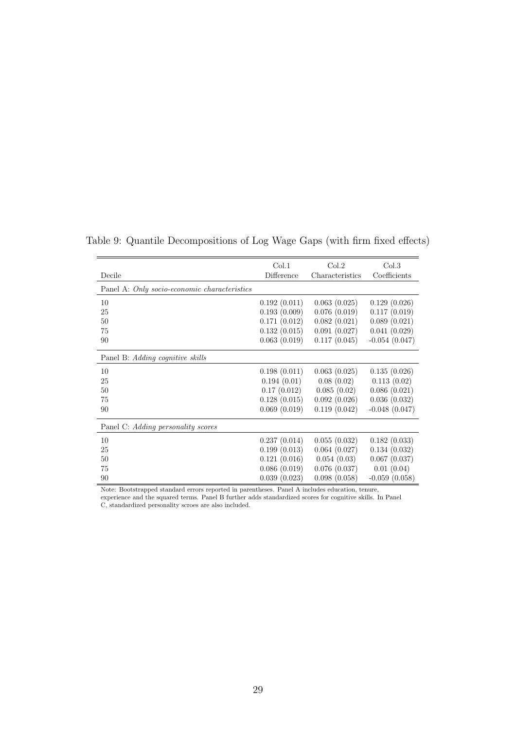Table 9: Quantile Decompositions of Log Wage Gaps (with firm fixed effects)

| Decile | Col.1 Difference | Col.2 Characteristics | Col.3 Coefficients |
|---|---|---|---|
| Panel A: *Only socio-economic characteristics* | | | |
| 10 | 0.192 (0.011) | 0.063 (0.025) | 0.129 (0.026) |
| 25 | 0.193 (0.009) | 0.076 (0.019) | 0.117 (0.019) |
| 50 | 0.171 (0.012) | 0.082 (0.021) | 0.089 (0.021) |
| 75 | 0.132 (0.015) | 0.091 (0.027) | 0.041 (0.029) |
| 90 | 0.063 (0.019) | 0.117 (0.045) | -0.054 (0.047) |
| Panel B: *Adding cognitive skills* | | | |
| 10 | 0.198 (0.011) | 0.063 (0.025) | 0.135 (0.026) |
| 25 | 0.194 (0.01) | 0.08 (0.02) | 0.113 (0.02) |
| 50 | 0.17 (0.012) | 0.085 (0.02) | 0.086 (0.021) |
| 75 | 0.128 (0.015) | 0.092 (0.026) | 0.036 (0.032) |
| 90 | 0.069 (0.019) | 0.119 (0.042) | -0.048 (0.047) |
| Panel C: *Adding personality scores* | | | |
| 10 | 0.237 (0.014) | 0.055 (0.032) | 0.182 (0.033) |
| 25 | 0.199 (0.013) | 0.064 (0.027) | 0.134 (0.032) |
| 50 | 0.121 (0.016) | 0.054 (0.03) | 0.067 (0.037) |
| 75 | 0.086 (0.019) | 0.076 (0.037) | 0.01 (0.04) |
| 90 | 0.039 (0.023) | 0.098 (0.058) | -0.059 (0.058) |

Note: Bootstrapped standard errors reported in parentheses. Panel A includes education, tenure, experience and the squared terms. Panel B further adds standardized scores for cognitive skills. In Panel C, standardized personality scroes are also included.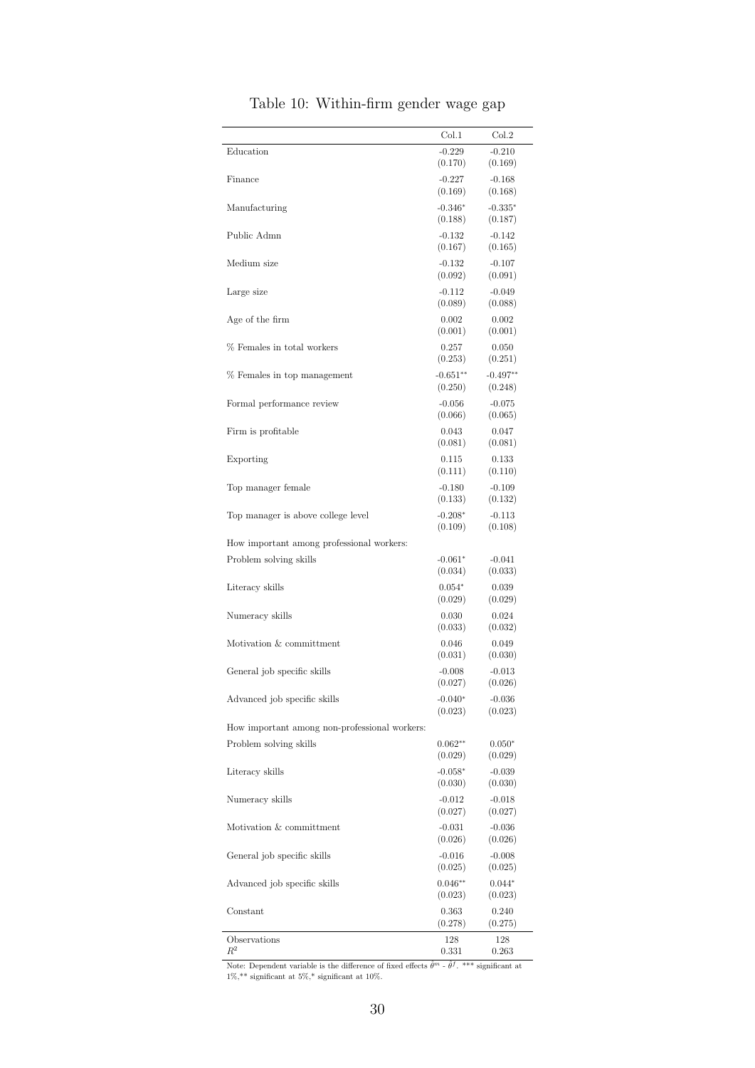# Table 10: Within-firm gender wage gap

| | Col.1 | Col.2 |
|---|---|---|
| Education | -0.229 | -0.210 |
| | (0.170) | (0.169) |
| Finance | -0.227 | -0.168 |
| | (0.169) | (0.168) |
| Manufacturing | -0.346* | -0.335* |
| | (0.188) | (0.187) |
| Public Admn | -0.132 | -0.142 |
| | (0.167) | (0.165) |
| Medium size | -0.132 | -0.107 |
| | (0.092) | (0.091) |
| Large size | -0.112 | -0.049 |
| | (0.089) | (0.088) |
| Age of the firm | 0.002 | 0.002 |
| | (0.001) | (0.001) |
| % Females in total workers | 0.257 | 0.050 |
| | (0.253) | (0.251) |
| % Females in top management | -0.651** | -0.497** |
| | (0.250) | (0.248) |
| Formal performance review | -0.056 | -0.075 |
| | (0.066) | (0.065) |
| Firm is profitable | 0.043 | 0.047 |
| | (0.081) | (0.081) |
| Exporting | 0.115 | 0.133 |
| | (0.111) | (0.110) |
| Top manager female | -0.180 | -0.109 |
| | (0.133) | (0.132) |
| Top manager is above college level | -0.208* | -0.113 |
| | (0.109) | (0.108) |
| How important among professional workers: | | |
| Problem solving skills | -0.061* | -0.041 |
| | (0.034) | (0.033) |
| Literacy skills | 0.054* | 0.039 |
| | (0.029) | (0.029) |
| Numeracy skills | 0.030 | 0.024 |
| | (0.033) | (0.032) |
| Motivation & committment | 0.046 | 0.049 |
| | (0.031) | (0.030) |
| General job specific skills | -0.008 | -0.013 |
| | (0.027) | (0.026) |
| Advanced job specific skills | -0.040* | -0.036 |
| | (0.023) | (0.023) |
| How important among non-professional workers: | | |
| Problem solving skills | 0.062** | 0.050* |
| | (0.029) | (0.029) |
| Literacy skills | -0.058* | -0.039 |
| | (0.030) | (0.030) |
| Numeracy skills | -0.012 | -0.018 |
| | (0.027) | (0.027) |
| Motivation & committment | -0.031 | -0.036 |
| | (0.026) | (0.026) |
| General job specific skills | -0.016 | -0.008 |
| | (0.025) | (0.025) |
| Advanced job specific skills | 0.046** | 0.044* |
| | (0.023) | (0.023) |
| Constant | 0.363 | 0.240 |
| | (0.278) | (0.275) |
| Observations | 128 | 128 |
| $R^2$ | 0.331 | 0.263 |

Note: Dependent variable is the difference of fixed effects $\hat{\theta}^m$ - $\hat{\theta}^f$. *** significant at 1%,** significant at 5%,* significant at 10%.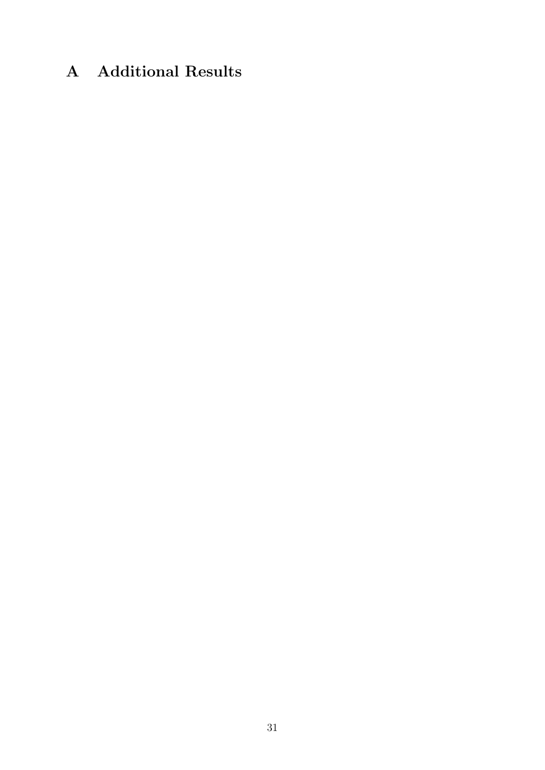# A Additional Results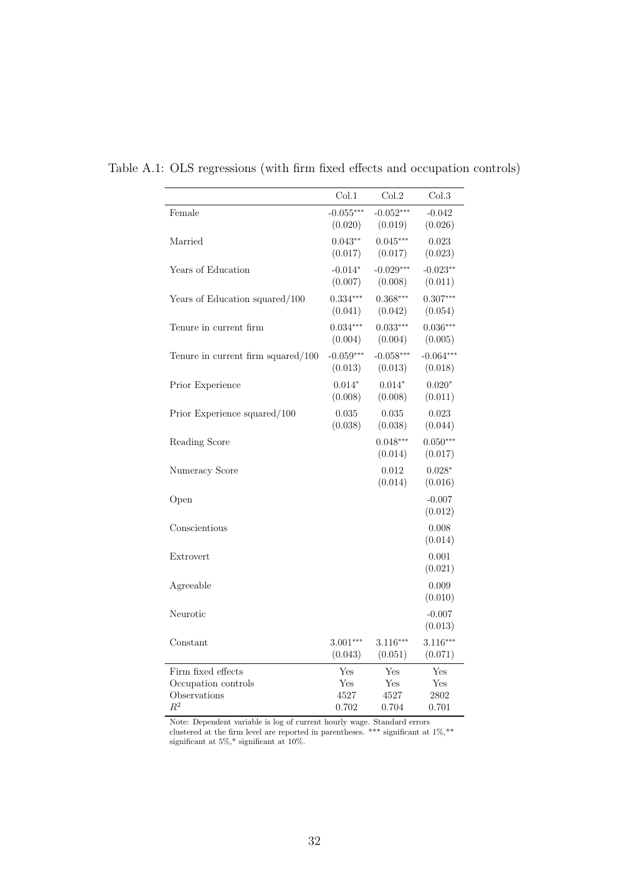Table A.1: OLS regressions (with firm fixed effects and occupation controls)

| | Col.1 | Col.2 | Col.3 |
|---|---|---|---|
| Female | -0.055*** | -0.052*** | -0.042 |
| | (0.020) | (0.019) | (0.026) |
| Married | 0.043** | 0.045*** | 0.023 |
| | (0.017) | (0.017) | (0.023) |
| Years of Education | -0.014* | -0.029*** | -0.023** |
| | (0.007) | (0.008) | (0.011) |
| Years of Education squared/100 | 0.334*** | 0.368*** | 0.307*** |
| | (0.041) | (0.042) | (0.054) |
| Tenure in current firm | 0.034*** | 0.033*** | 0.036*** |
| | (0.004) | (0.004) | (0.005) |
| Tenure in current firm squared/100 | -0.059*** | -0.058*** | -0.064*** |
| | (0.013) | (0.013) | (0.018) |
| Prior Experience | 0.014* | 0.014* | 0.020* |
| | (0.008) | (0.008) | (0.011) |
| Prior Experience squared/100 | 0.035 | 0.035 | 0.023 |
| | (0.038) | (0.038) | (0.044) |
| Reading Score | | 0.048*** | 0.050*** |
| | | (0.014) | (0.017) |
| Numeracy Score | | 0.012 | 0.028* |
| | | (0.014) | (0.016) |
| Open | | | -0.007 |
| | | | (0.012) |
| Conscientious | | | 0.008 |
| | | | (0.014) |
| Extrovert | | | 0.001 |
| | | | (0.021) |
| Agreeable | | | 0.009 |
| | | | (0.010) |
| Neurotic | | | -0.007 |
| | | | (0.013) |
| Constant | 3.001*** | 3.116*** | 3.116*** |
| | (0.043) | (0.051) | (0.071) |
| Firm fixed effects | Yes | Yes | Yes |
| Occupation controls | Yes | Yes | Yes |
| Observations | 4527 | 4527 | 2802 |
| $R^2$ | 0.702 | 0.704 | 0.701 |

Note: Dependent variable is log of current hourly wage. Standard errors clustered at the firm level are reported in parentheses. *** significant at 1%,** significant at 5%,* significant at 10%.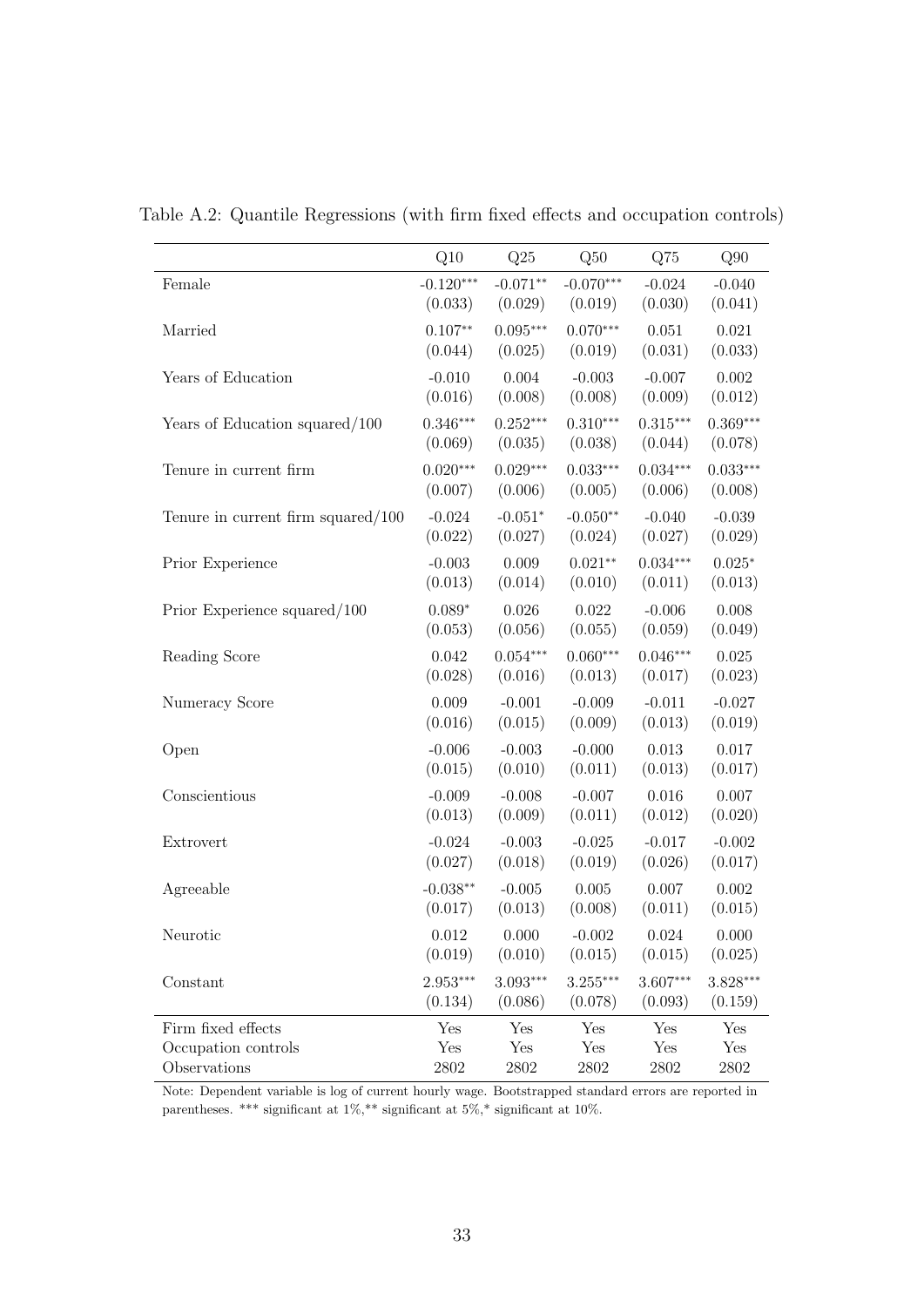Table A.2: Quantile Regressions (with firm fixed effects and occupation controls)

| | Q10 | Q25 | Q50 | Q75 | Q90 |
|---|---|---|---|---|---|
| Female | -0.120*** | -0.071** | -0.070*** | -0.024 | -0.040 |
| | (0.033) | (0.029) | (0.019) | (0.030) | (0.041) |
| Married | 0.107** | 0.095*** | 0.070*** | 0.051 | 0.021 |
| | (0.044) | (0.025) | (0.019) | (0.031) | (0.033) |
| Years of Education | -0.010 | 0.004 | -0.003 | -0.007 | 0.002 |
| | (0.016) | (0.008) | (0.008) | (0.009) | (0.012) |
| Years of Education squared/100 | 0.346*** | 0.252*** | 0.310*** | 0.315*** | 0.369*** |
| | (0.069) | (0.035) | (0.038) | (0.044) | (0.078) |
| Tenure in current firm | 0.020*** | 0.029*** | 0.033*** | 0.034*** | 0.033*** |
| | (0.007) | (0.006) | (0.005) | (0.006) | (0.008) |
| Tenure in current firm squared/100 | -0.024 | -0.051* | -0.050** | -0.040 | -0.039 |
| | (0.022) | (0.027) | (0.024) | (0.027) | (0.029) |
| Prior Experience | -0.003 | 0.009 | 0.021** | 0.034*** | 0.025* |
| | (0.013) | (0.014) | (0.010) | (0.011) | (0.013) |
| Prior Experience squared/100 | 0.089* | 0.026 | 0.022 | -0.006 | 0.008 |
| | (0.053) | (0.056) | (0.055) | (0.059) | (0.049) |
| Reading Score | 0.042 | 0.054*** | 0.060*** | 0.046*** | 0.025 |
| | (0.028) | (0.016) | (0.013) | (0.017) | (0.023) |
| Numeracy Score | 0.009 | -0.001 | -0.009 | -0.011 | -0.027 |
| | (0.016) | (0.015) | (0.009) | (0.013) | (0.019) |
| Open | -0.006 | -0.003 | -0.000 | 0.013 | 0.017 |
| | (0.015) | (0.010) | (0.011) | (0.013) | (0.017) |
| Conscientious | -0.009 | -0.008 | -0.007 | 0.016 | 0.007 |
| | (0.013) | (0.009) | (0.011) | (0.012) | (0.020) |
| Extrovert | -0.024 | -0.003 | -0.025 | -0.017 | -0.002 |
| | (0.027) | (0.018) | (0.019) | (0.026) | (0.017) |
| Agreeable | -0.038** | -0.005 | 0.005 | 0.007 | 0.002 |
| | (0.017) | (0.013) | (0.008) | (0.011) | (0.015) |
| Neurotic | 0.012 | 0.000 | -0.002 | 0.024 | 0.000 |
| | (0.019) | (0.010) | (0.015) | (0.015) | (0.025) |
| Constant | 2.953*** | 3.093*** | 3.255*** | 3.607*** | 3.828*** |
| | (0.134) | (0.086) | (0.078) | (0.093) | (0.159) |
| Firm fixed effects | Yes | Yes | Yes | Yes | Yes |
| Occupation controls | Yes | Yes | Yes | Yes | Yes |
| Observations | 2802 | 2802 | 2802 | 2802 | 2802 |

Note: Dependent variable is log of current hourly wage. Bootstrapped standard errors are reported in parentheses. *** significant at 1%,** significant at 5%,* significant at 10%.